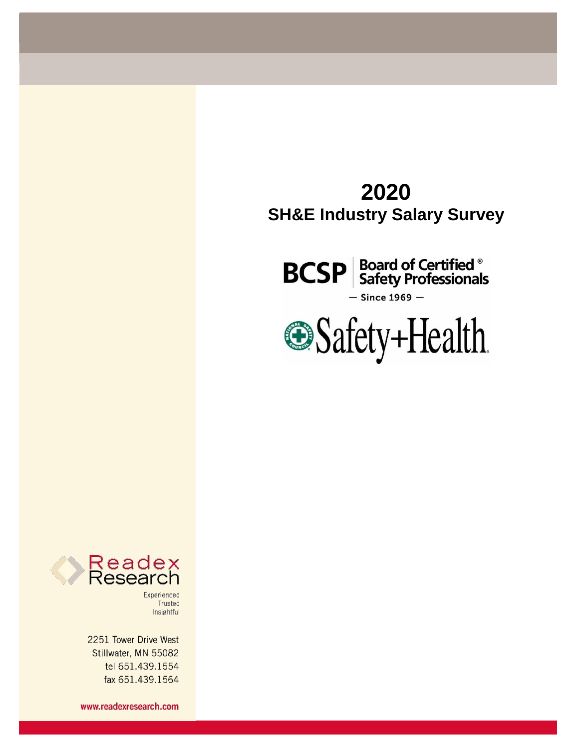# 2020
## SH&E Industry Salary Survey

BCSP | Board of Certified® Safety Professionals

— Since 1969 —

Safety+Health

Readex Research

Experienced
Trusted
Insightful

2251 Tower Drive West
Stillwater, MN 55082
tel 651.439.1554
fax 651.439.1564

www.readexresearch.com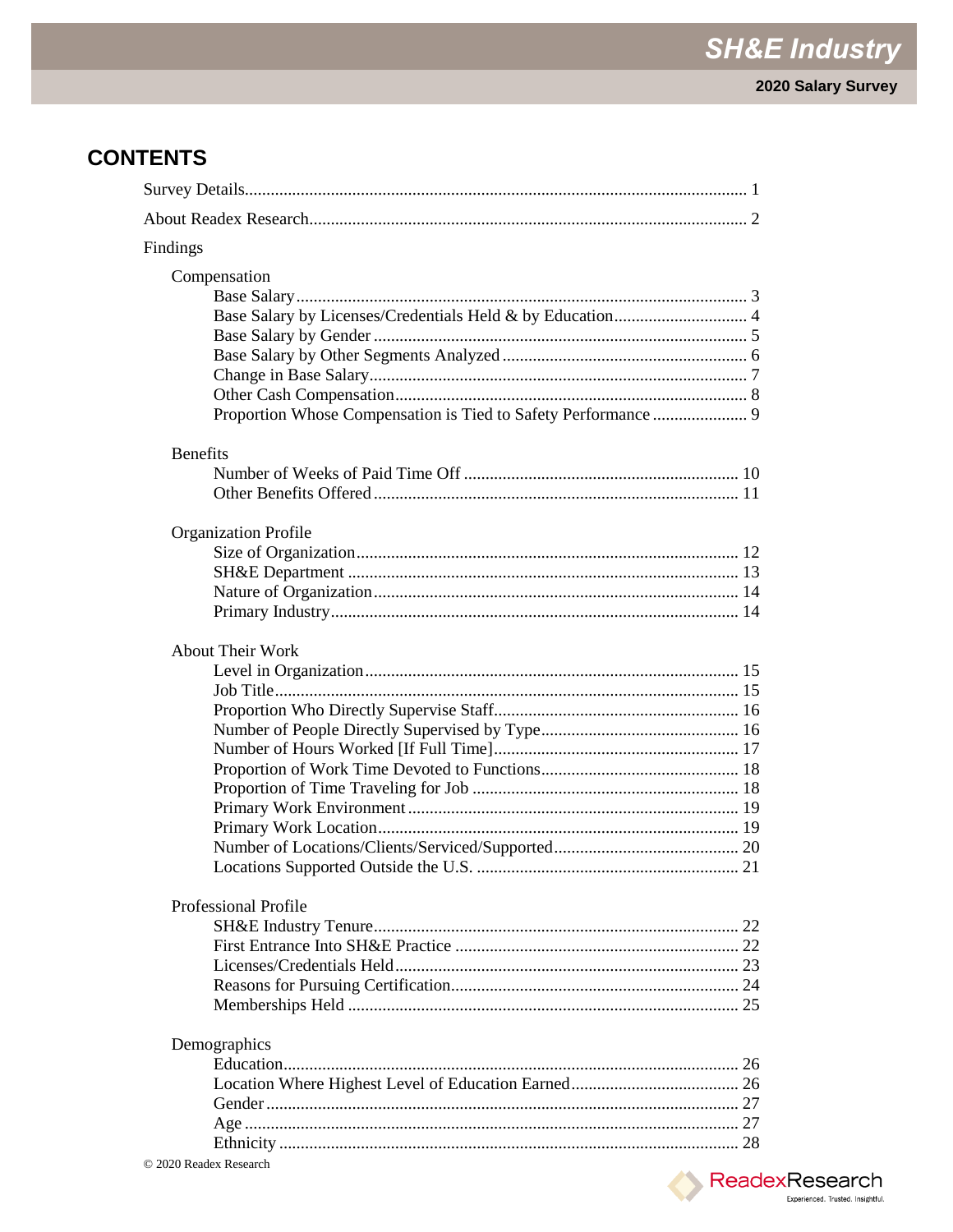# CONTENTS

Survey Details ........ 1

About Readex Research ........ 2

Findings

Compensation

- Base Salary ........ 3
- Base Salary by Licenses/Credentials Held & by Education ........ 4
- Base Salary by Gender ........ 5
- Base Salary by Other Segments Analyzed ........ 6
- Change in Base Salary ........ 7
- Other Cash Compensation ........ 8
- Proportion Whose Compensation is Tied to Safety Performance ........ 9

Benefits

- Number of Weeks of Paid Time Off ........ 10
- Other Benefits Offered ........ 11

Organization Profile

- Size of Organization ........ 12
- SH&E Department ........ 13
- Nature of Organization ........ 14
- Primary Industry ........ 14

About Their Work

- Level in Organization ........ 15
- Job Title ........ 15
- Proportion Who Directly Supervise Staff ........ 16
- Number of People Directly Supervised by Type ........ 16
- Number of Hours Worked [If Full Time] ........ 17
- Proportion of Work Time Devoted to Functions ........ 18
- Proportion of Time Traveling for Job ........ 18
- Primary Work Environment ........ 19
- Primary Work Location ........ 19
- Number of Locations/Clients/Serviced/Supported ........ 20
- Locations Supported Outside the U.S. ........ 21

Professional Profile

- SH&E Industry Tenure ........ 22
- First Entrance Into SH&E Practice ........ 22
- Licenses/Credentials Held ........ 23
- Reasons for Pursuing Certification ........ 24
- Memberships Held ........ 25

Demographics

- Education ........ 26
- Location Where Highest Level of Education Earned ........ 26
- Gender ........ 27
- Age ........ 27
- Ethnicity ........ 28

© 2020 Readex Research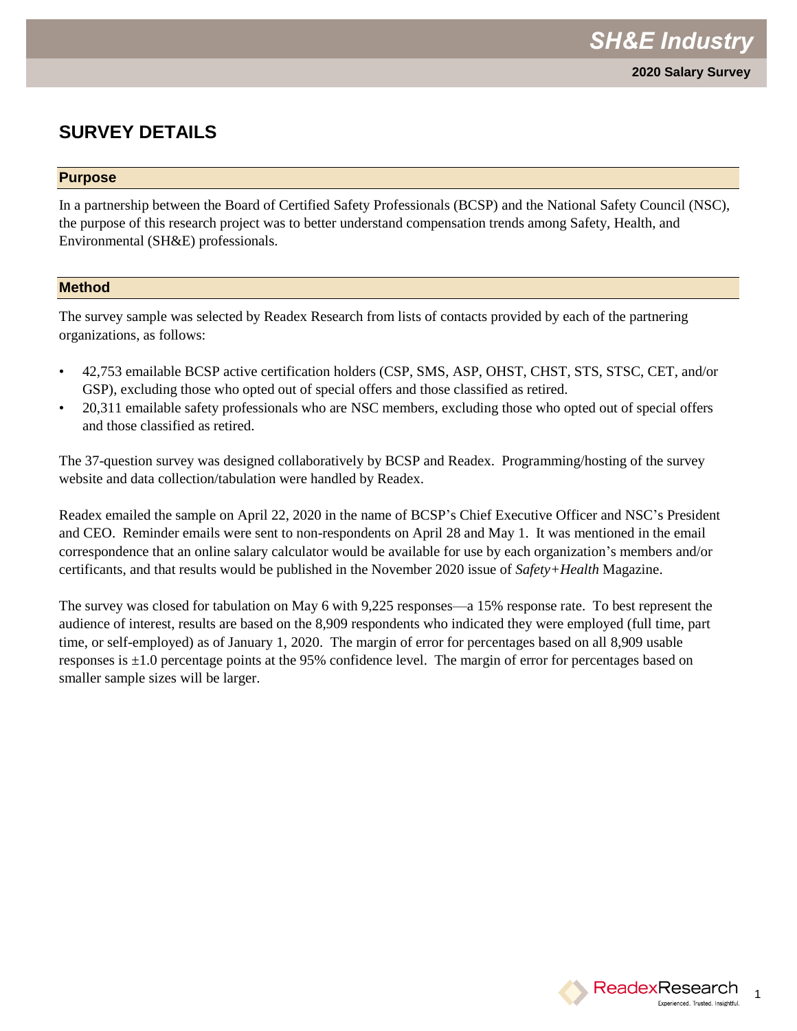# SURVEY DETAILS

## Purpose

In a partnership between the Board of Certified Safety Professionals (BCSP) and the National Safety Council (NSC), the purpose of this research project was to better understand compensation trends among Safety, Health, and Environmental (SH&E) professionals.

## Method

The survey sample was selected by Readex Research from lists of contacts provided by each of the partnering organizations, as follows:

- 42,753 emailable BCSP active certification holders (CSP, SMS, ASP, OHST, CHST, STS, STSC, CET, and/or GSP), excluding those who opted out of special offers and those classified as retired.
- 20,311 emailable safety professionals who are NSC members, excluding those who opted out of special offers and those classified as retired.

The 37-question survey was designed collaboratively by BCSP and Readex. Programming/hosting of the survey website and data collection/tabulation were handled by Readex.

Readex emailed the sample on April 22, 2020 in the name of BCSP's Chief Executive Officer and NSC's President and CEO. Reminder emails were sent to non-respondents on April 28 and May 1. It was mentioned in the email correspondence that an online salary calculator would be available for use by each organization's members and/or certificants, and that results would be published in the November 2020 issue of *Safety+Health* Magazine.

The survey was closed for tabulation on May 6 with 9,225 responses—a 15% response rate. To best represent the audience of interest, results are based on the 8,909 respondents who indicated they were employed (full time, part time, or self-employed) as of January 1, 2020. The margin of error for percentages based on all 8,909 usable responses is ±1.0 percentage points at the 95% confidence level. The margin of error for percentages based on smaller sample sizes will be larger.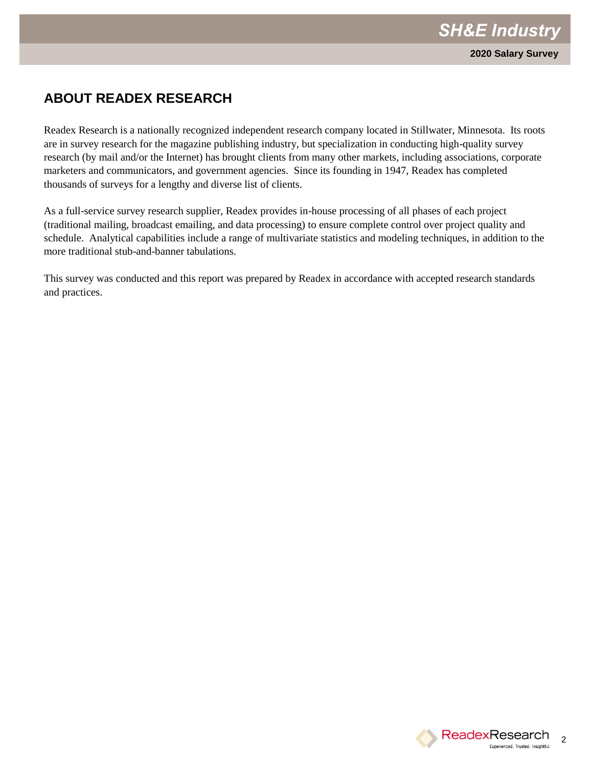## ABOUT READEX RESEARCH

Readex Research is a nationally recognized independent research company located in Stillwater, Minnesota. Its roots are in survey research for the magazine publishing industry, but specialization in conducting high-quality survey research (by mail and/or the Internet) has brought clients from many other markets, including associations, corporate marketers and communicators, and government agencies. Since its founding in 1947, Readex has completed thousands of surveys for a lengthy and diverse list of clients.

As a full-service survey research supplier, Readex provides in-house processing of all phases of each project (traditional mailing, broadcast emailing, and data processing) to ensure complete control over project quality and schedule. Analytical capabilities include a range of multivariate statistics and modeling techniques, in addition to the more traditional stub-and-banner tabulations.

This survey was conducted and this report was prepared by Readex in accordance with accepted research standards and practices.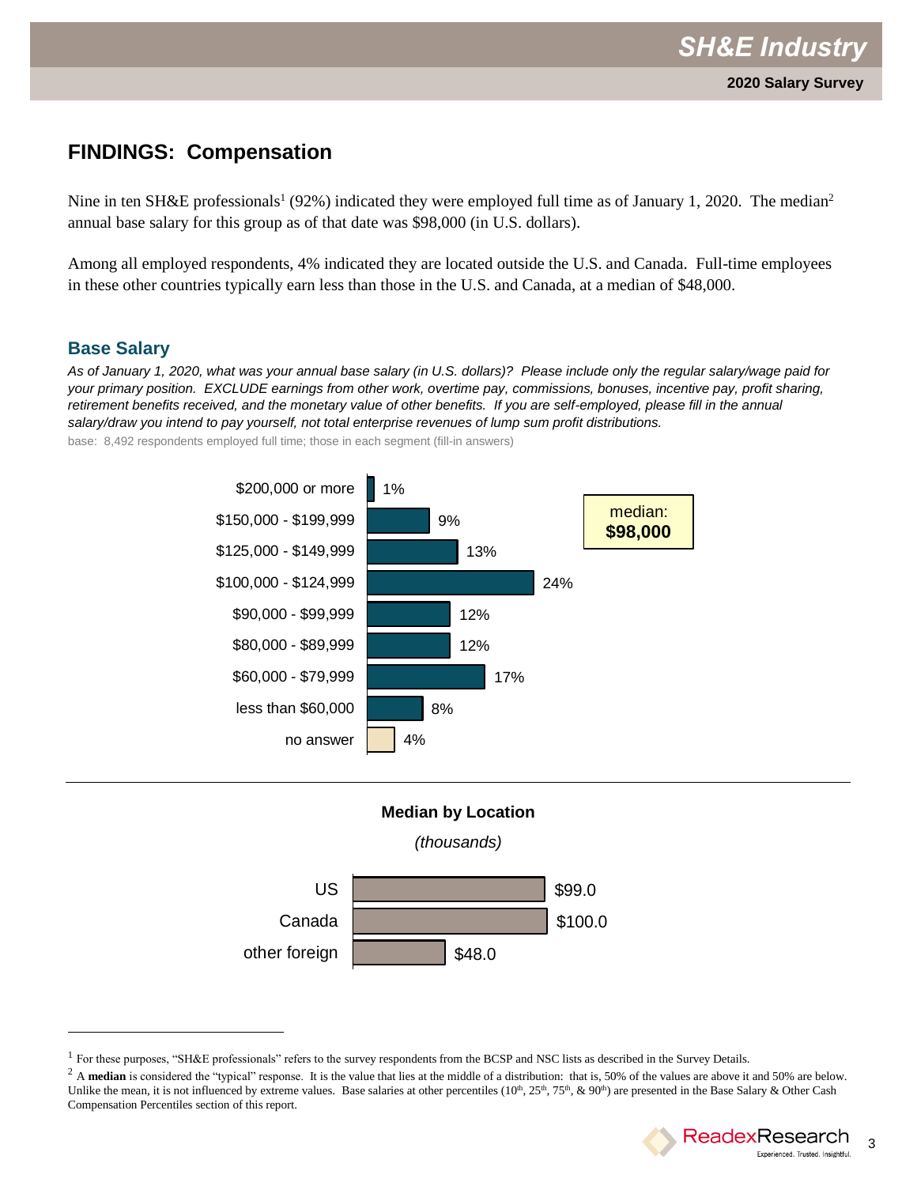## FINDINGS: Compensation

Nine in ten SH&E professionals[1] (92%) indicated they were employed full time as of January 1, 2020. The median[2] annual base salary for this group as of that date was $98,000 (in U.S. dollars).

Among all employed respondents, 4% indicated they are located outside the U.S. and Canada. Full-time employees in these other countries typically earn less than those in the U.S. and Canada, at a median of $48,000.

### Base Salary

*As of January 1, 2020, what was your annual base salary (in U.S. dollars)? Please include only the regular salary/wage paid for your primary position. EXCLUDE earnings from other work, overtime pay, commissions, bonuses, incentive pay, profit sharing, retirement benefits received, and the monetary value of other benefits. If you are self-employed, please fill in the annual salary/draw you intend to pay yourself, not total enterprise revenues of lump sum profit distributions.*

base: 8,492 respondents employed full time; those in each segment (fill-in answers)

| Base Salary | % |
|---|---|
| $200,000 or more | 1% |
| $150,000 - $199,999 | 9% |
| $125,000 - $149,999 | 13% |
| $100,000 - $124,999 | 24% |
| $90,000 - $99,999 | 12% |
| $80,000 - $89,999 | 12% |
| $60,000 - $79,999 | 17% |
| less than $60,000 | 8% |
| no answer | 4% |

median: **$98,000**

**Median by Location**

*(thousands)*

| Location | Median |
|---|---|
| US | $99.0 |
| Canada | $100.0 |
| other foreign | $48.0 |

---

[1] For these purposes, "SH&E professionals" refers to the survey respondents from the BCSP and NSC lists as described in the Survey Details.

[2] A **median** is considered the "typical" response. It is the value that lies at the middle of a distribution: that is, 50% of the values are above it and 50% are below. Unlike the mean, it is not influenced by extreme values. Base salaries at other percentiles (10th, 25th, 75th, & 90th) are presented in the Base Salary & Other Cash Compensation Percentiles section of this report.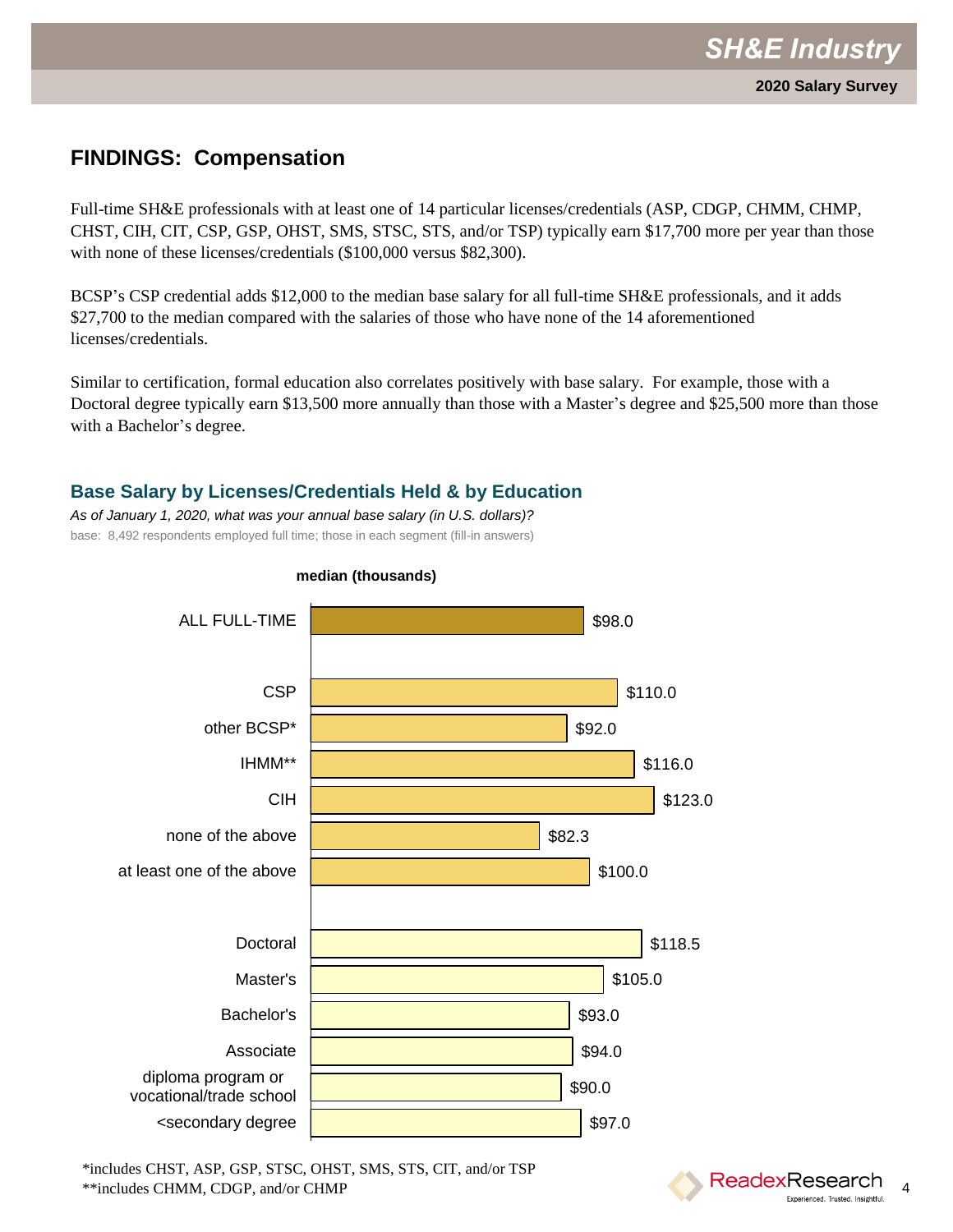## FINDINGS: Compensation

Full-time SH&E professionals with at least one of 14 particular licenses/credentials (ASP, CDGP, CHMM, CHMP, CHST, CIH, CIT, CSP, GSP, OHST, SMS, STSC, STS, and/or TSP) typically earn $17,700 more per year than those with none of these licenses/credentials ($100,000 versus $82,300).

BCSP's CSP credential adds $12,000 to the median base salary for all full-time SH&E professionals, and it adds $27,700 to the median compared with the salaries of those who have none of the 14 aforementioned licenses/credentials.

Similar to certification, formal education also correlates positively with base salary. For example, those with a Doctoral degree typically earn $13,500 more annually than those with a Master's degree and $25,500 more than those with a Bachelor's degree.

### Base Salary by Licenses/Credentials Held & by Education

*As of January 1, 2020, what was your annual base salary (in U.S. dollars)?*

base: 8,492 respondents employed full time; those in each segment (fill-in answers)

| | median (thousands) |
|---|---|
| ALL FULL-TIME | $98.0 |
| CSP | $110.0 |
| other BCSP* | $92.0 |
| IHMM** | $116.0 |
| CIH | $123.0 |
| none of the above | $82.3 |
| at least one of the above | $100.0 |
| Doctoral | $118.5 |
| Master's | $105.0 |
| Bachelor's | $93.0 |
| Associate | $94.0 |
| diploma program or vocational/trade school | $90.0 |
| <secondary degree | $97.0 |

*includes CHST, ASP, GSP, STSC, OHST, SMS, STS, CIT, and/or TSP

**includes CHMM, CDGP, and/or CHMP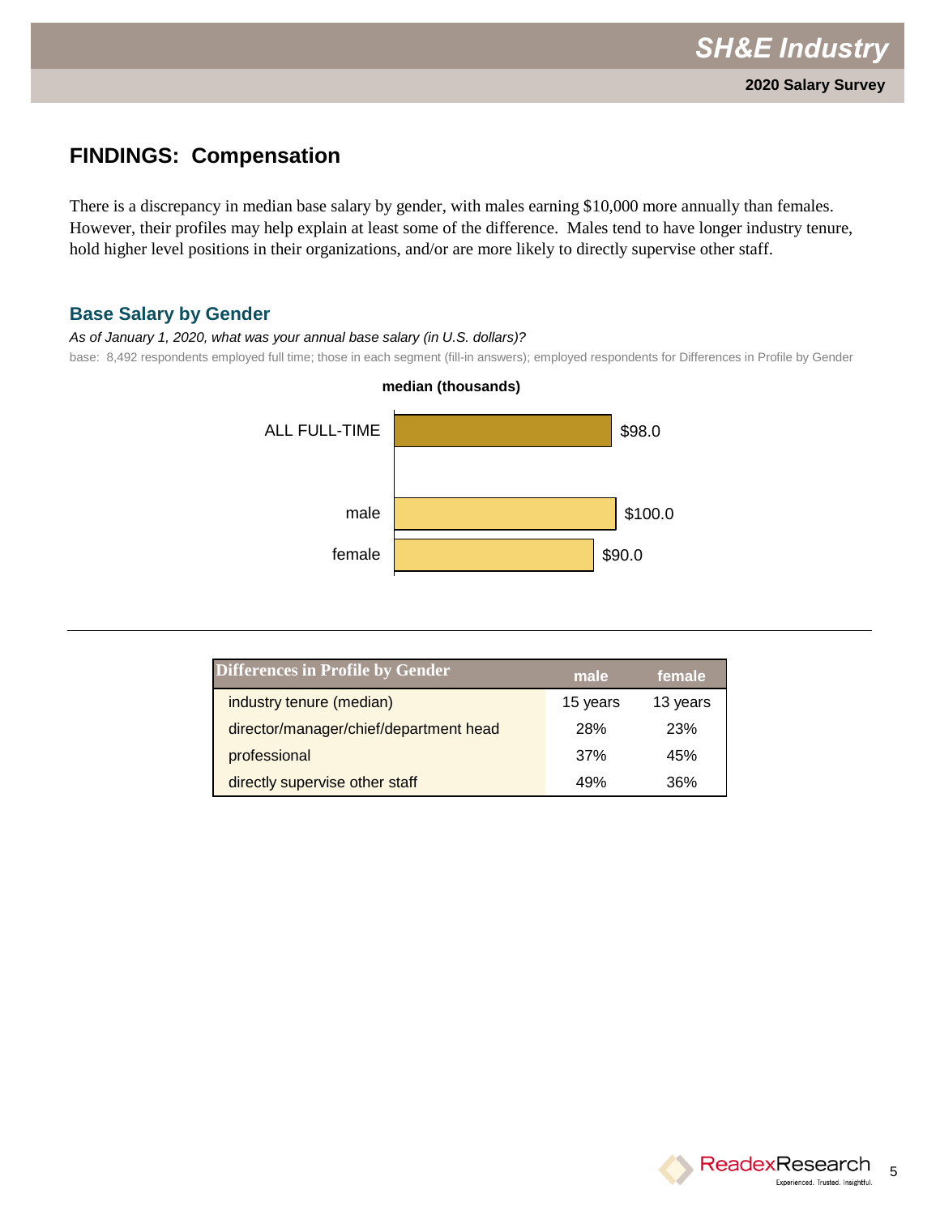## FINDINGS: Compensation

There is a discrepancy in median base salary by gender, with males earning $10,000 more annually than females. However, their profiles may help explain at least some of the difference. Males tend to have longer industry tenure, hold higher level positions in their organizations, and/or are more likely to directly supervise other staff.

### Base Salary by Gender

*As of January 1, 2020, what was your annual base salary (in U.S. dollars)?*

base: 8,492 respondents employed full time; those in each segment (fill-in answers); employed respondents for Differences in Profile by Gender

**median (thousands)**

| | median (thousands) |
|---|---|
| ALL FULL-TIME | $98.0 |
| male | $100.0 |
| female | $90.0 |

| Differences in Profile by Gender | male | female |
|---|---|---|
| industry tenure (median) | 15 years | 13 years |
| director/manager/chief/department head | 28% | 23% |
| professional | 37% | 45% |
| directly supervise other staff | 49% | 36% |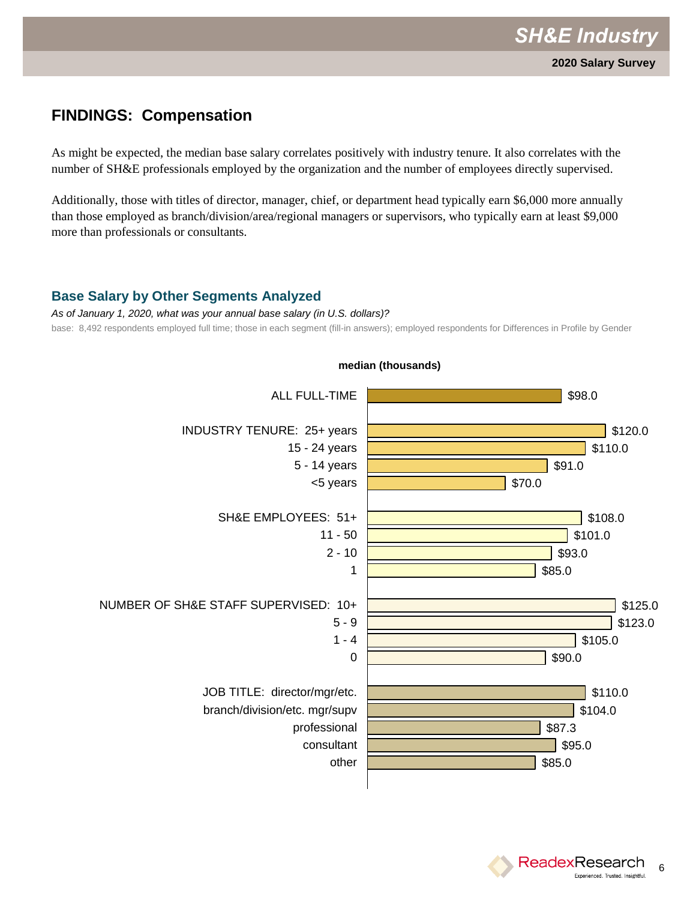## FINDINGS: Compensation

As might be expected, the median base salary correlates positively with industry tenure. It also correlates with the number of SH&E professionals employed by the organization and the number of employees directly supervised.

Additionally, those with titles of director, manager, chief, or department head typically earn $6,000 more annually than those employed as branch/division/area/regional managers or supervisors, who typically earn at least $9,000 more than professionals or consultants.

### Base Salary by Other Segments Analyzed

*As of January 1, 2020, what was your annual base salary (in U.S. dollars)?*

base: 8,492 respondents employed full time; those in each segment (fill-in answers); employed respondents for Differences in Profile by Gender

| Segment | median (thousands) |
|---|---|
| ALL FULL-TIME | $98.0 |
| INDUSTRY TENURE: 25+ years | $120.0 |
| 15 - 24 years | $110.0 |
| 5 - 14 years | $91.0 |
| <5 years | $70.0 |
| SH&E EMPLOYEES: 51+ | $108.0 |
| 11 - 50 | $101.0 |
| 2 - 10 | $93.0 |
| 1 | $85.0 |
| NUMBER OF SH&E STAFF SUPERVISED: 10+ | $125.0 |
| 5 - 9 | $123.0 |
| 1 - 4 | $105.0 |
| 0 | $90.0 |
| JOB TITLE: director/mgr/etc. | $110.0 |
| branch/division/etc. mgr/supv | $104.0 |
| professional | $87.3 |
| consultant | $95.0 |
| other | $85.0 |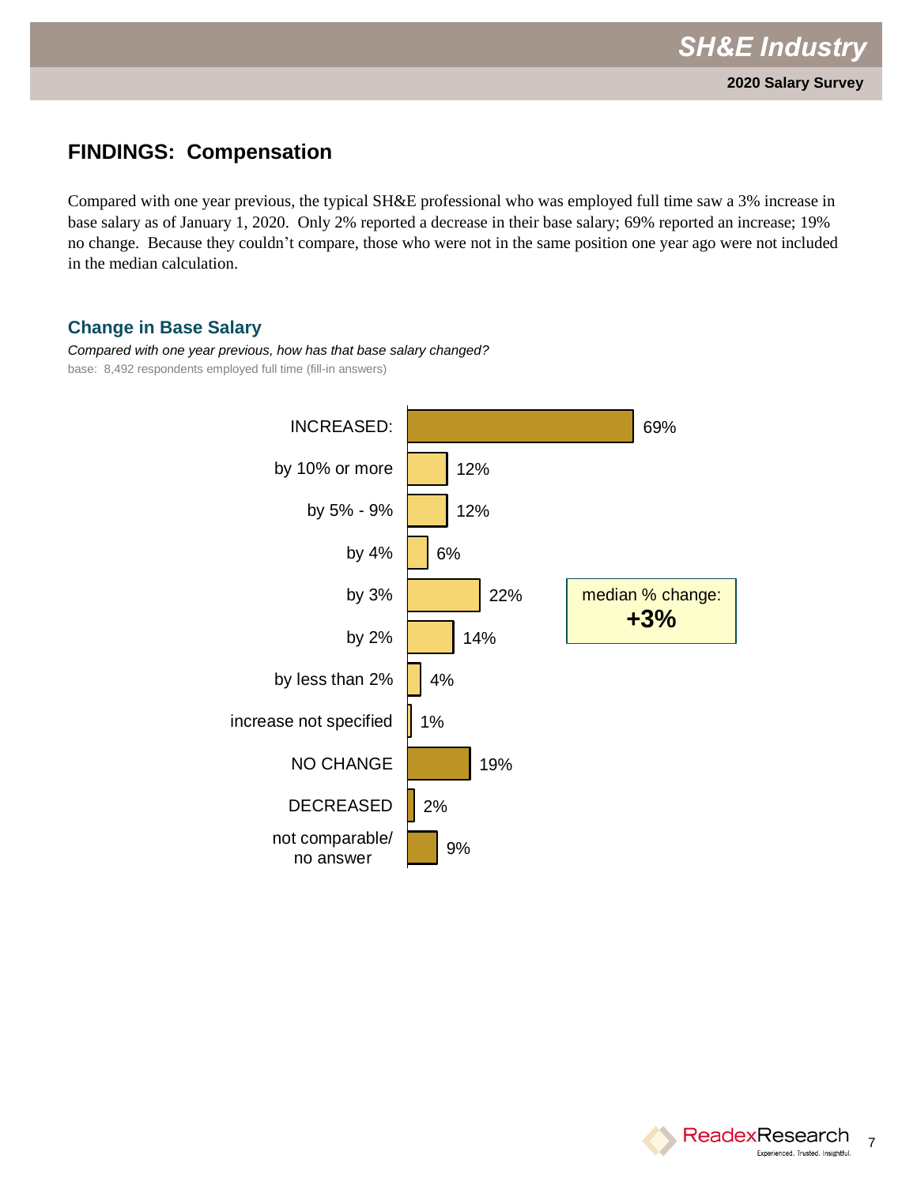## FINDINGS: Compensation

Compared with one year previous, the typical SH&E professional who was employed full time saw a 3% increase in base salary as of January 1, 2020. Only 2% reported a decrease in their base salary; 69% reported an increase; 19% no change. Because they couldn't compare, those who were not in the same position one year ago were not included in the median calculation.

### Change in Base Salary

*Compared with one year previous, how has that base salary changed?*

base: 8,492 respondents employed full time (fill-in answers)

| Change | % |
|---|---|
| INCREASED: | 69% |
| by 10% or more | 12% |
| by 5% - 9% | 12% |
| by 4% | 6% |
| by 3% | 22% |
| by 2% | 14% |
| by less than 2% | 4% |
| increase not specified | 1% |
| NO CHANGE | 19% |
| DECREASED | 2% |
| not comparable/ no answer | 9% |

median % change: **+3%**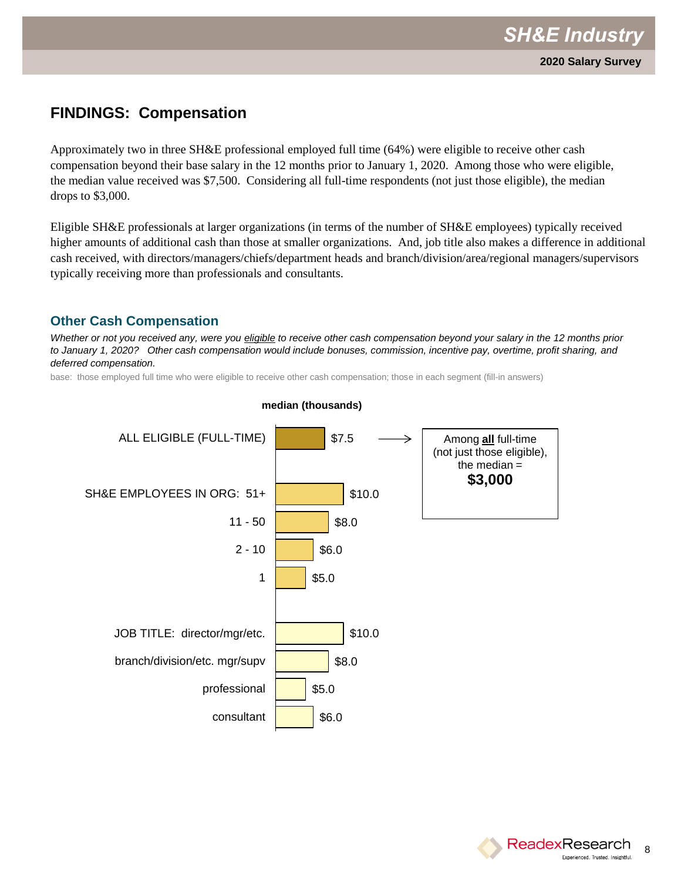## FINDINGS: Compensation

Approximately two in three SH&E professional employed full time (64%) were eligible to receive other cash compensation beyond their base salary in the 12 months prior to January 1, 2020. Among those who were eligible, the median value received was $7,500. Considering all full-time respondents (not just those eligible), the median drops to $3,000.

Eligible SH&E professionals at larger organizations (in terms of the number of SH&E employees) typically received higher amounts of additional cash than those at smaller organizations. And, job title also makes a difference in additional cash received, with directors/managers/chiefs/department heads and branch/division/area/regional managers/supervisors typically receiving more than professionals and consultants.

### Other Cash Compensation

*Whether or not you received any, were you eligible to receive other cash compensation beyond your salary in the 12 months prior to January 1, 2020? Other cash compensation would include bonuses, commission, incentive pay, overtime, profit sharing, and deferred compensation.*

base: those employed full time who were eligible to receive other cash compensation; those in each segment (fill-in answers)

**median (thousands)**

| Segment | Median (thousands) |
|---|---|
| ALL ELIGIBLE (FULL-TIME) | $7.5 |
| SH&E EMPLOYEES IN ORG: 51+ | $10.0 |
| 11 - 50 | $8.0 |
| 2 - 10 | $6.0 |
| 1 | $5.0 |
| JOB TITLE: director/mgr/etc. | $10.0 |
| branch/division/etc. mgr/supv | $8.0 |
| professional | $5.0 |
| consultant | $6.0 |

Among **all** full-time (not just those eligible), the median = **$3,000**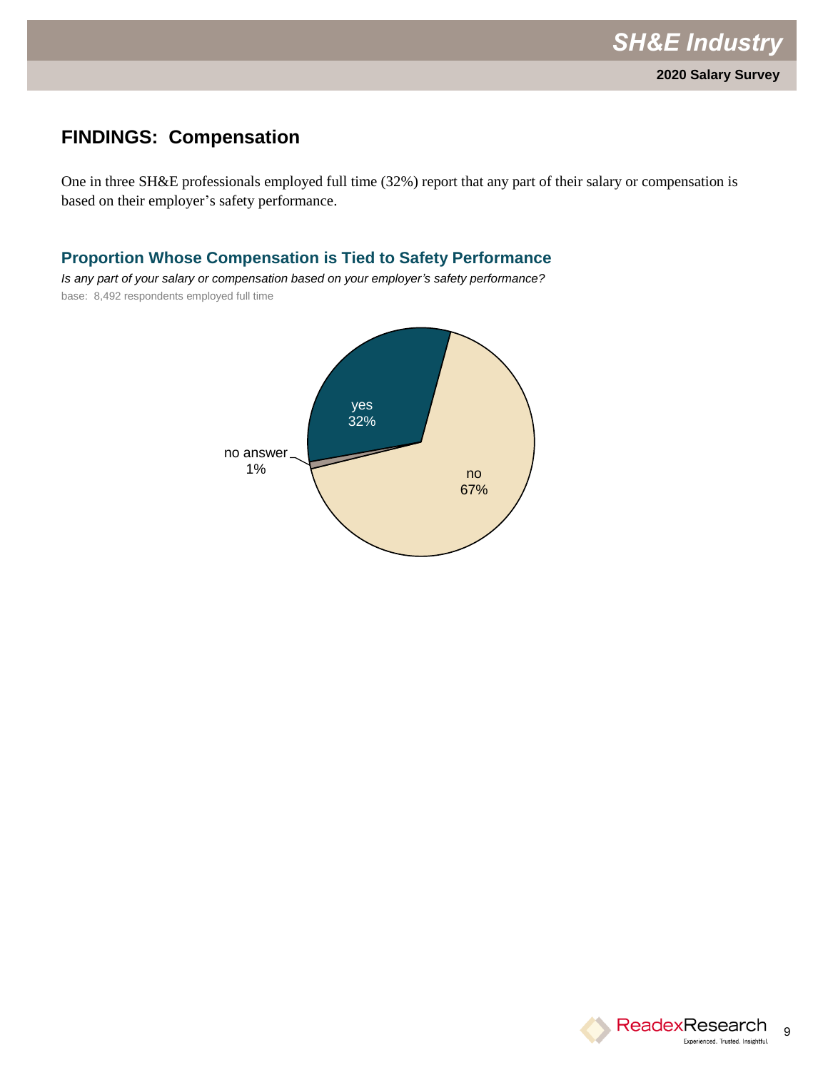## FINDINGS: Compensation

One in three SH&E professionals employed full time (32%) report that any part of their salary or compensation is based on their employer's safety performance.

### Proportion Whose Compensation is Tied to Safety Performance

*Is any part of your salary or compensation based on your employer's safety performance?*

base: 8,492 respondents employed full time

| Response | Percent |
|---|---|
| yes | 32% |
| no | 67% |
| no answer | 1% |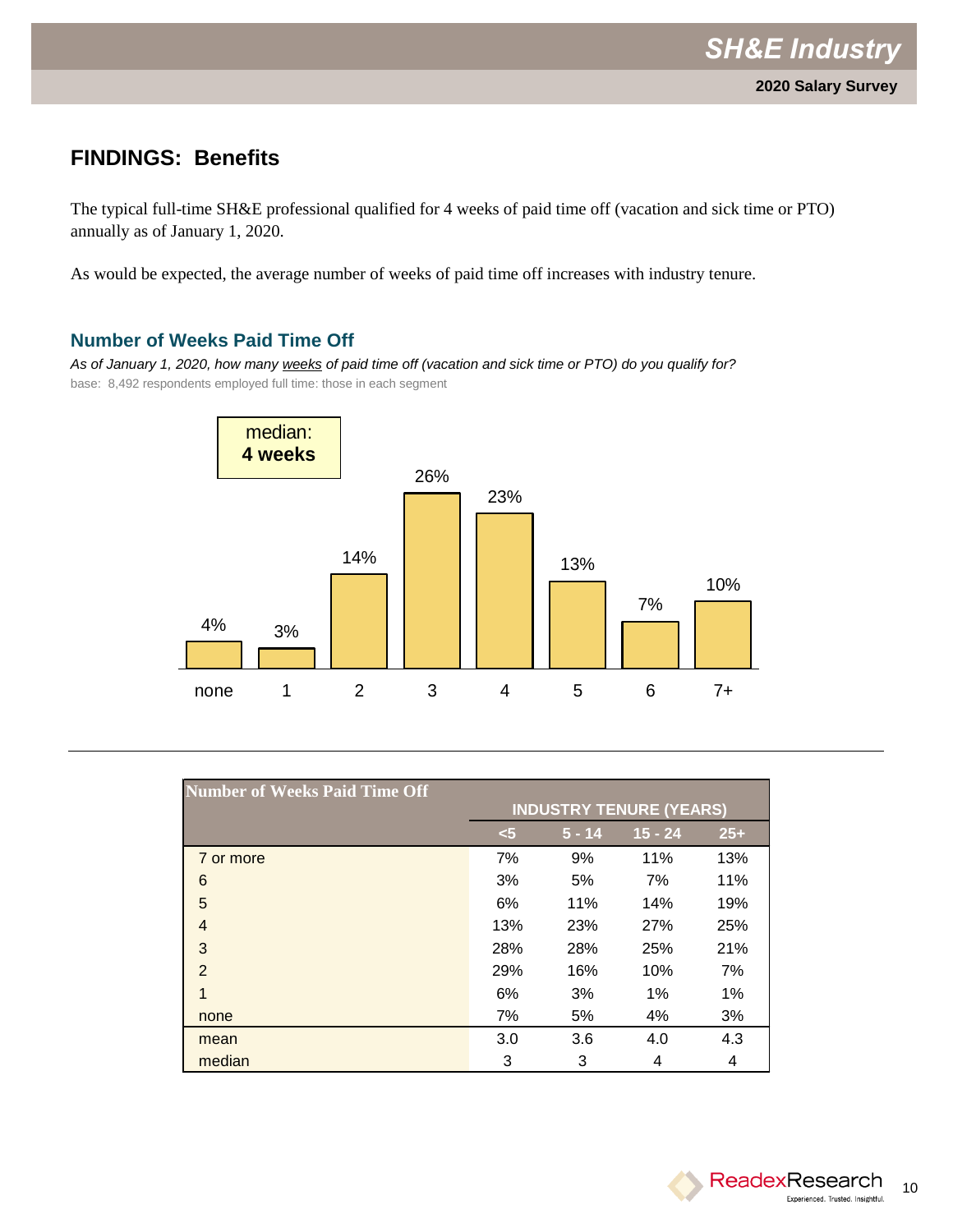## FINDINGS: Benefits

The typical full-time SH&E professional qualified for 4 weeks of paid time off (vacation and sick time or PTO) annually as of January 1, 2020.

As would be expected, the average number of weeks of paid time off increases with industry tenure.

### Number of Weeks Paid Time Off

*As of January 1, 2020, how many weeks of paid time off (vacation and sick time or PTO) do you qualify for?*

base: 8,492 respondents employed full time: those in each segment

median: **4 weeks**

| Weeks | none | 1 | 2 | 3 | 4 | 5 | 6 | 7+ |
|---|---|---|---|---|---|---|---|---|
| % | 4% | 3% | 14% | 26% | 23% | 13% | 7% | 10% |

| Number of Weeks Paid Time Off | INDUSTRY TENURE (YEARS) | | | |
|---|---|---|---|---|
| | <5 | 5 - 14 | 15 - 24 | 25+ |
| 7 or more | 7% | 9% | 11% | 13% |
| 6 | 3% | 5% | 7% | 11% |
| 5 | 6% | 11% | 14% | 19% |
| 4 | 13% | 23% | 27% | 25% |
| 3 | 28% | 28% | 25% | 21% |
| 2 | 29% | 16% | 10% | 7% |
| 1 | 6% | 3% | 1% | 1% |
| none | 7% | 5% | 4% | 3% |
| mean | 3.0 | 3.6 | 4.0 | 4.3 |
| median | 3 | 3 | 4 | 4 |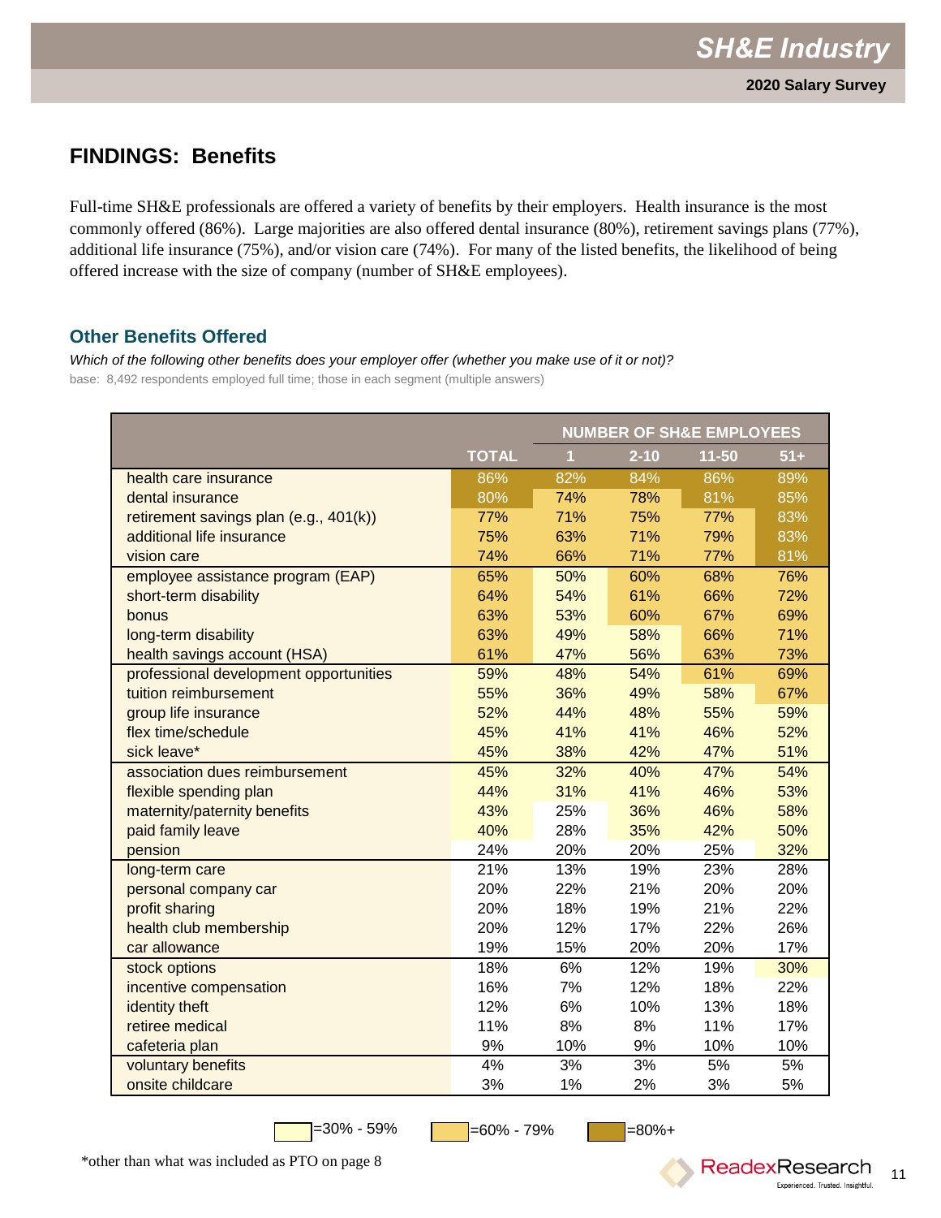## FINDINGS: Benefits

Full-time SH&E professionals are offered a variety of benefits by their employers. Health insurance is the most commonly offered (86%). Large majorities are also offered dental insurance (80%), retirement savings plans (77%), additional life insurance (75%), and/or vision care (74%). For many of the listed benefits, the likelihood of being offered increase with the size of company (number of SH&E employees).

### Other Benefits Offered

*Which of the following other benefits does your employer offer (whether you make use of it or not)?*

base: 8,492 respondents employed full time; those in each segment (multiple answers)

| | | NUMBER OF SH&E EMPLOYEES | | | |
|---|---|---|---|---|---|
| | TOTAL | 1 | 2-10 | 11-50 | 51+ |
| health care insurance | 86% | 82% | 84% | 86% | 89% |
| dental insurance | 80% | 74% | 78% | 81% | 85% |
| retirement savings plan (e.g., 401(k)) | 77% | 71% | 75% | 77% | 83% |
| additional life insurance | 75% | 63% | 71% | 79% | 83% |
| vision care | 74% | 66% | 71% | 77% | 81% |
| employee assistance program (EAP) | 65% | 50% | 60% | 68% | 76% |
| short-term disability | 64% | 54% | 61% | 66% | 72% |
| bonus | 63% | 53% | 60% | 67% | 69% |
| long-term disability | 63% | 49% | 58% | 66% | 71% |
| health savings account (HSA) | 61% | 47% | 56% | 63% | 73% |
| professional development opportunities | 59% | 48% | 54% | 61% | 69% |
| tuition reimbursement | 55% | 36% | 49% | 58% | 67% |
| group life insurance | 52% | 44% | 48% | 55% | 59% |
| flex time/schedule | 45% | 41% | 41% | 46% | 52% |
| sick leave* | 45% | 38% | 42% | 47% | 51% |
| association dues reimbursement | 45% | 32% | 40% | 47% | 54% |
| flexible spending plan | 44% | 31% | 41% | 46% | 53% |
| maternity/paternity benefits | 43% | 25% | 36% | 46% | 58% |
| paid family leave | 40% | 28% | 35% | 42% | 50% |
| pension | 24% | 20% | 20% | 25% | 32% |
| long-term care | 21% | 13% | 19% | 23% | 28% |
| personal company car | 20% | 22% | 21% | 20% | 20% |
| profit sharing | 20% | 18% | 19% | 21% | 22% |
| health club membership | 20% | 12% | 17% | 22% | 26% |
| car allowance | 19% | 15% | 20% | 20% | 17% |
| stock options | 18% | 6% | 12% | 19% | 30% |
| incentive compensation | 16% | 7% | 12% | 18% | 22% |
| identity theft | 12% | 6% | 10% | 13% | 18% |
| retiree medical | 11% | 8% | 8% | 11% | 17% |
| cafeteria plan | 9% | 10% | 9% | 10% | 10% |
| voluntary benefits | 4% | 3% | 3% | 5% | 5% |
| onsite childcare | 3% | 1% | 2% | 3% | 5% |

=30% - 59% =60% - 79% =80%+

*other than what was included as PTO on page 8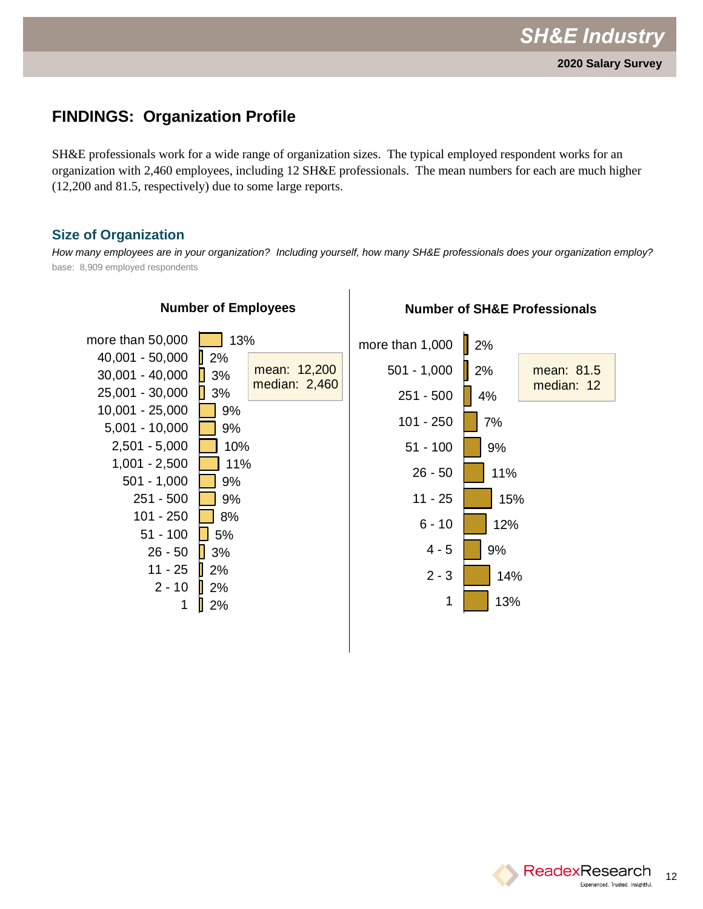## FINDINGS: Organization Profile

SH&E professionals work for a wide range of organization sizes. The typical employed respondent works for an organization with 2,460 employees, including 12 SH&E professionals. The mean numbers for each are much higher (12,200 and 81.5, respectively) due to some large reports.

### Size of Organization

*How many employees are in your organization? Including yourself, how many SH&E professionals does your organization employ?*

base: 8,909 employed respondents

**Number of Employees**

| Number of Employees | % |
|---|---|
| more than 50,000 | 13% |
| 40,001 - 50,000 | 2% |
| 30,001 - 40,000 | 3% |
| 25,001 - 30,000 | 3% |
| 10,001 - 25,000 | 9% |
| 5,001 - 10,000 | 9% |
| 2,501 - 5,000 | 10% |
| 1,001 - 2,500 | 11% |
| 501 - 1,000 | 9% |
| 251 - 500 | 9% |
| 101 - 250 | 8% |
| 51 - 100 | 5% |
| 26 - 50 | 3% |
| 11 - 25 | 2% |
| 2 - 10 | 2% |
| 1 | 2% |

mean: 12,200
median: 2,460

**Number of SH&E Professionals**

| Number of SH&E Professionals | % |
|---|---|
| more than 1,000 | 2% |
| 501 - 1,000 | 2% |
| 251 - 500 | 4% |
| 101 - 250 | 7% |
| 51 - 100 | 9% |
| 26 - 50 | 11% |
| 11 - 25 | 15% |
| 6 - 10 | 12% |
| 4 - 5 | 9% |
| 2 - 3 | 14% |
| 1 | 13% |

mean: 81.5
median: 12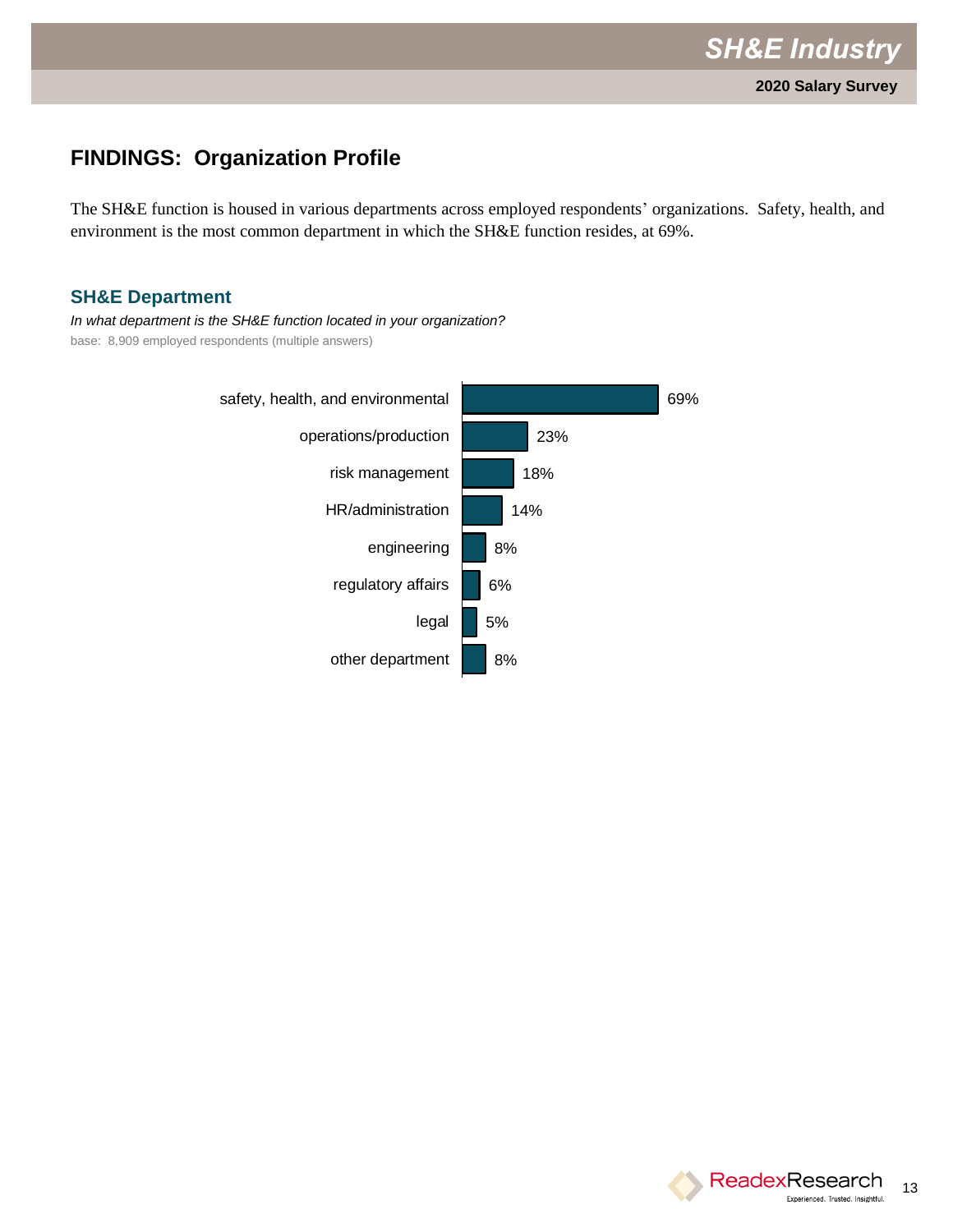## FINDINGS: Organization Profile

The SH&E function is housed in various departments across employed respondents' organizations. Safety, health, and environment is the most common department in which the SH&E function resides, at 69%.

### SH&E Department

*In what department is the SH&E function located in your organization?*

base: 8,909 employed respondents (multiple answers)

| Department | Percent |
|---|---|
| safety, health, and environmental | 69% |
| operations/production | 23% |
| risk management | 18% |
| HR/administration | 14% |
| engineering | 8% |
| regulatory affairs | 6% |
| legal | 5% |
| other department | 8% |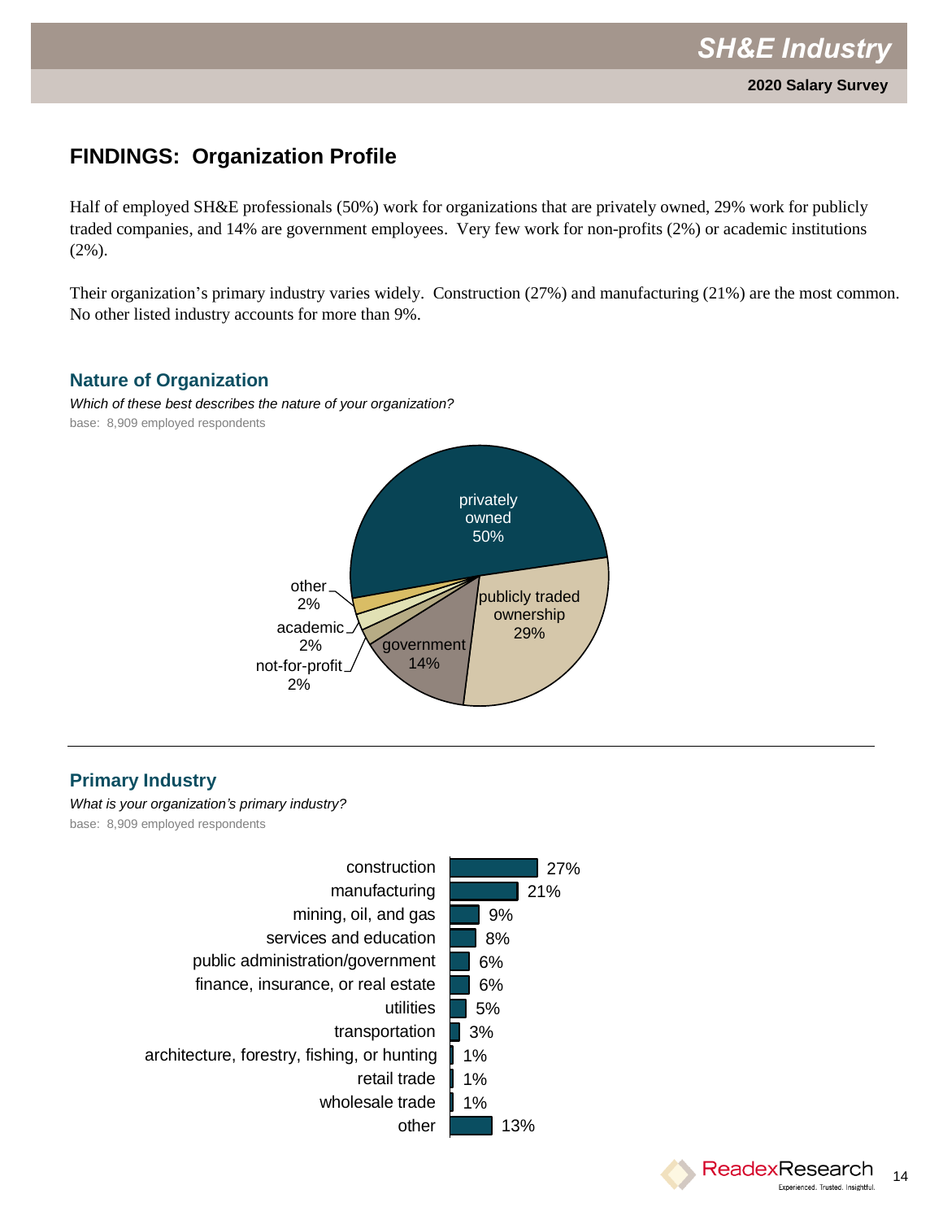## FINDINGS: Organization Profile

Half of employed SH&E professionals (50%) work for organizations that are privately owned, 29% work for publicly traded companies, and 14% are government employees. Very few work for non-profits (2%) or academic institutions (2%).

Their organization's primary industry varies widely. Construction (27%) and manufacturing (21%) are the most common. No other listed industry accounts for more than 9%.

### Nature of Organization

*Which of these best describes the nature of your organization?*

base: 8,909 employed respondents

| Nature of organization | % |
|---|---|
| privately owned | 50% |
| publicly traded ownership | 29% |
| government | 14% |
| not-for-profit | 2% |
| academic | 2% |
| other | 2% |

### Primary Industry

*What is your organization's primary industry?*

base: 8,909 employed respondents

| Industry | % |
|---|---|
| construction | 27% |
| manufacturing | 21% |
| mining, oil, and gas | 9% |
| services and education | 8% |
| public administration/government | 6% |
| finance, insurance, or real estate | 6% |
| utilities | 5% |
| transportation | 3% |
| architecture, forestry, fishing, or hunting | 1% |
| retail trade | 1% |
| wholesale trade | 1% |
| other | 13% |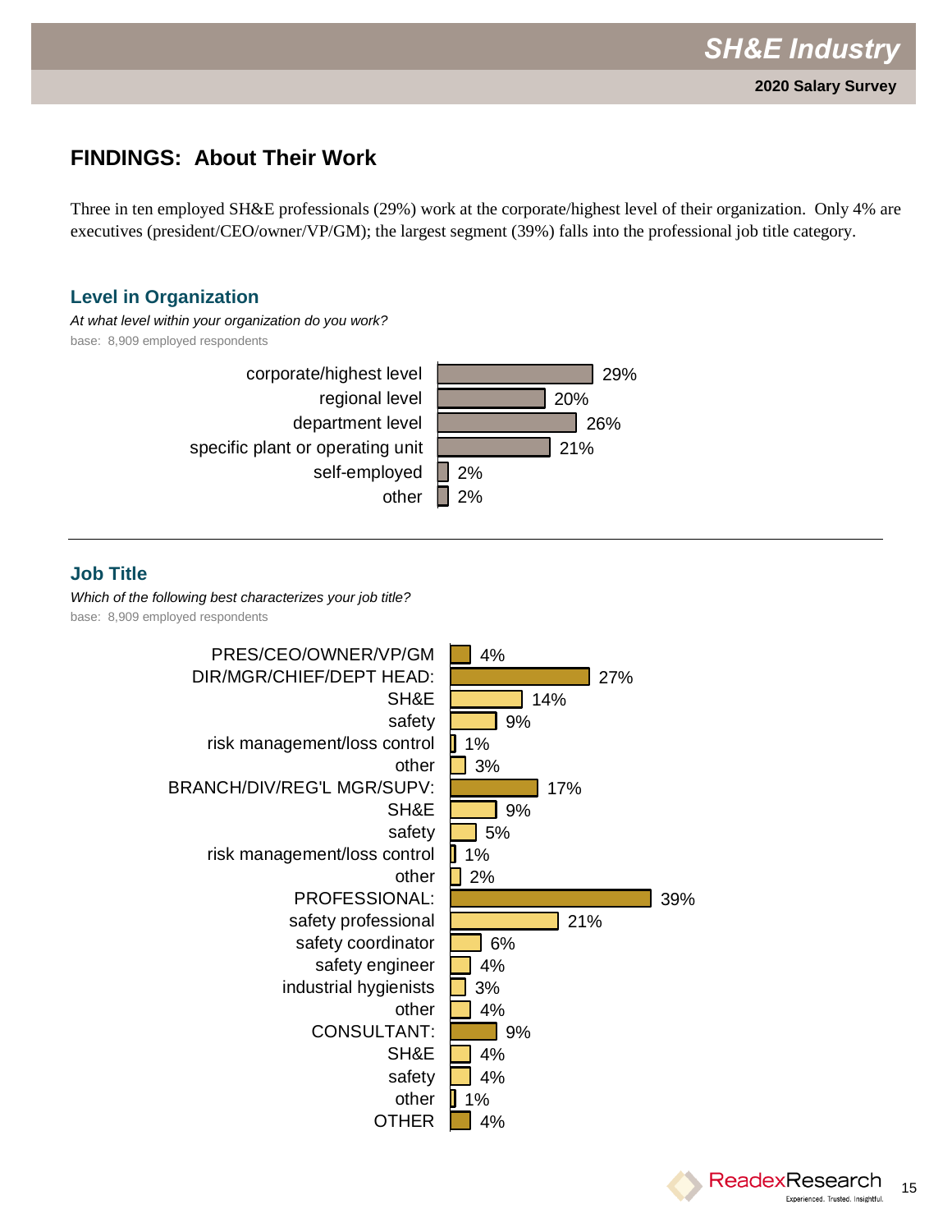## FINDINGS: About Their Work

Three in ten employed SH&E professionals (29%) work at the corporate/highest level of their organization. Only 4% are executives (president/CEO/owner/VP/GM); the largest segment (39%) falls into the professional job title category.

### Level in Organization

*At what level within your organization do you work?*

base: 8,909 employed respondents

| Level | % |
|---|---|
| corporate/highest level | 29% |
| regional level | 20% |
| department level | 26% |
| specific plant or operating unit | 21% |
| self-employed | 2% |
| other | 2% |

### Job Title

*Which of the following best characterizes your job title?*

base: 8,909 employed respondents

| Job Title | % |
|---|---|
| PRES/CEO/OWNER/VP/GM | 4% |
| DIR/MGR/CHIEF/DEPT HEAD: | 27% |
| SH&E | 14% |
| safety | 9% |
| risk management/loss control | 1% |
| other | 3% |
| BRANCH/DIV/REG'L MGR/SUPV: | 17% |
| SH&E | 9% |
| safety | 5% |
| risk management/loss control | 1% |
| other | 2% |
| PROFESSIONAL: | 39% |
| safety professional | 21% |
| safety coordinator | 6% |
| safety engineer | 4% |
| industrial hygienists | 3% |
| other | 4% |
| CONSULTANT: | 9% |
| SH&E | 4% |
| safety | 4% |
| other | 1% |
| OTHER | 4% |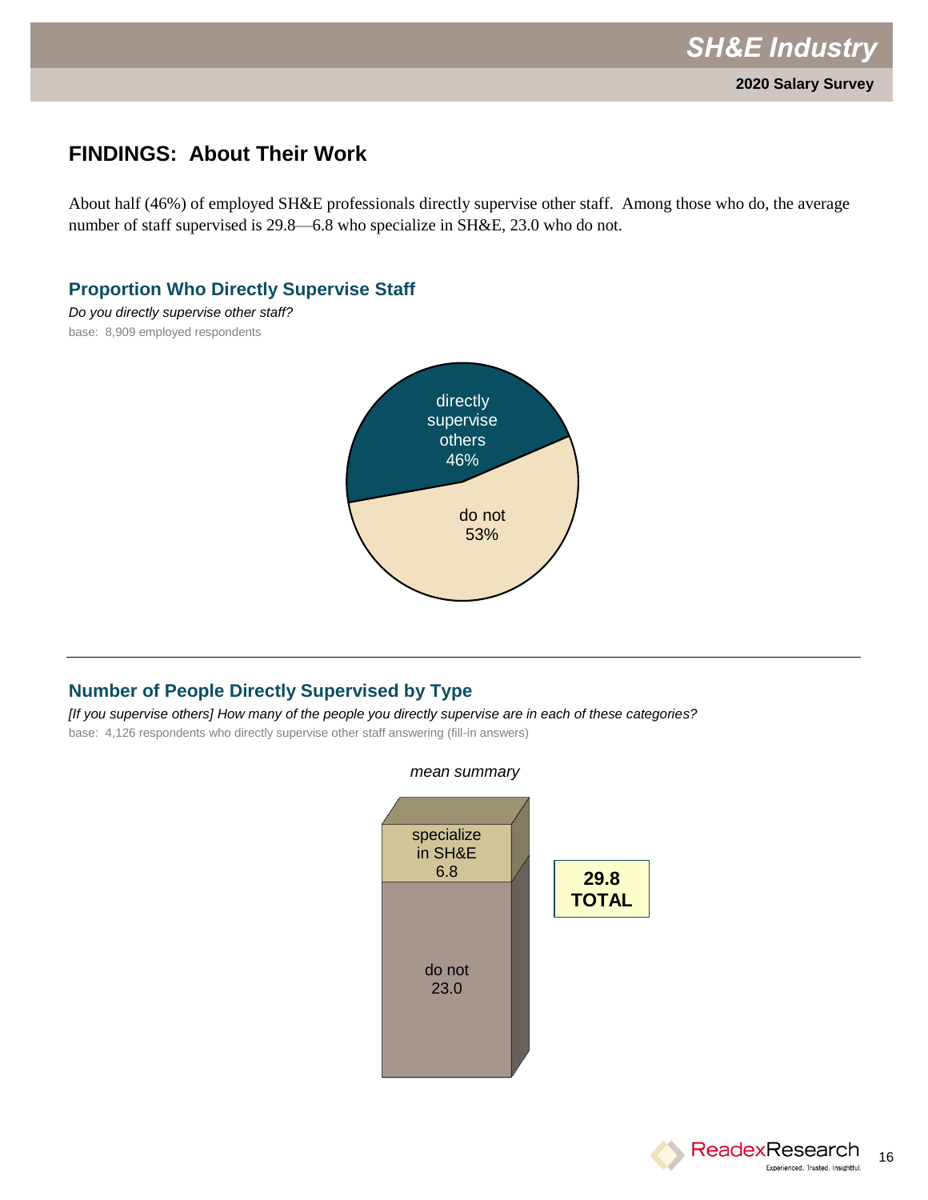## FINDINGS: About Their Work

About half (46%) of employed SH&E professionals directly supervise other staff. Among those who do, the average number of staff supervised is 29.8—6.8 who specialize in SH&E, 23.0 who do not.

### Proportion Who Directly Supervise Staff

*Do you directly supervise other staff?*

base: 8,909 employed respondents

| Response | Percent |
|---|---|
| directly supervise others | 46% |
| do not | 53% |

### Number of People Directly Supervised by Type

*[If you supervise others] How many of the people you directly supervise are in each of these categories?*

base: 4,126 respondents who directly supervise other staff answering (fill-in answers)

*mean summary*

| Type | Mean |
|---|---|
| specialize in SH&E | 6.8 |
| do not | 23.0 |
| **TOTAL** | **29.8** |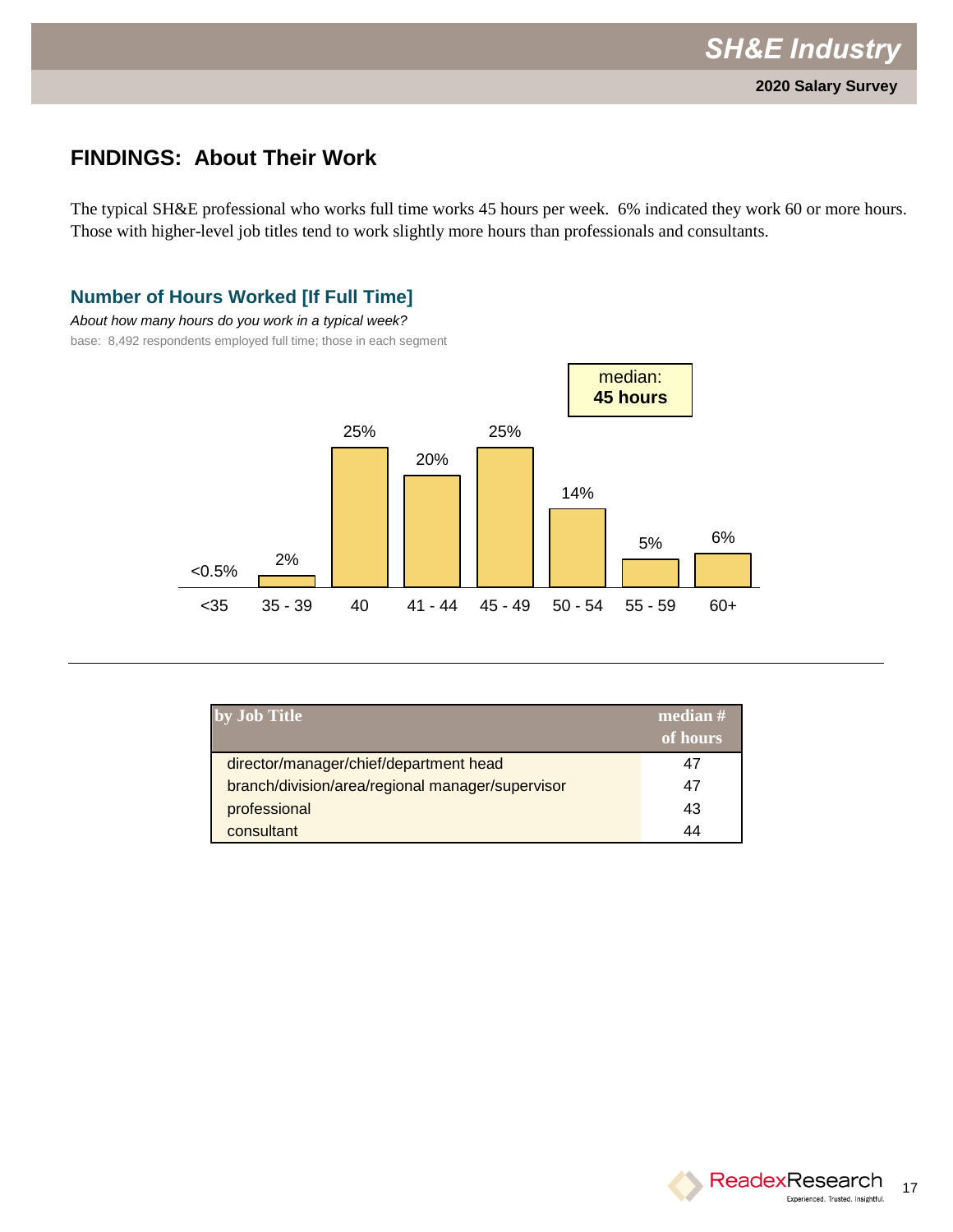## FINDINGS: About Their Work

The typical SH&E professional who works full time works 45 hours per week. 6% indicated they work 60 or more hours. Those with higher-level job titles tend to work slightly more hours than professionals and consultants.

### Number of Hours Worked [If Full Time]

*About how many hours do you work in a typical week?*

base: 8,492 respondents employed full time; those in each segment

| Hours | % |
|---|---|
| <35 | <0.5% |
| 35 - 39 | 2% |
| 40 | 25% |
| 41 - 44 | 20% |
| 45 - 49 | 25% |
| 50 - 54 | 14% |
| 55 - 59 | 5% |
| 60+ | 6% |

median: **45 hours**

| by Job Title | median # of hours |
|---|---|
| director/manager/chief/department head | 47 |
| branch/division/area/regional manager/supervisor | 47 |
| professional | 43 |
| consultant | 44 |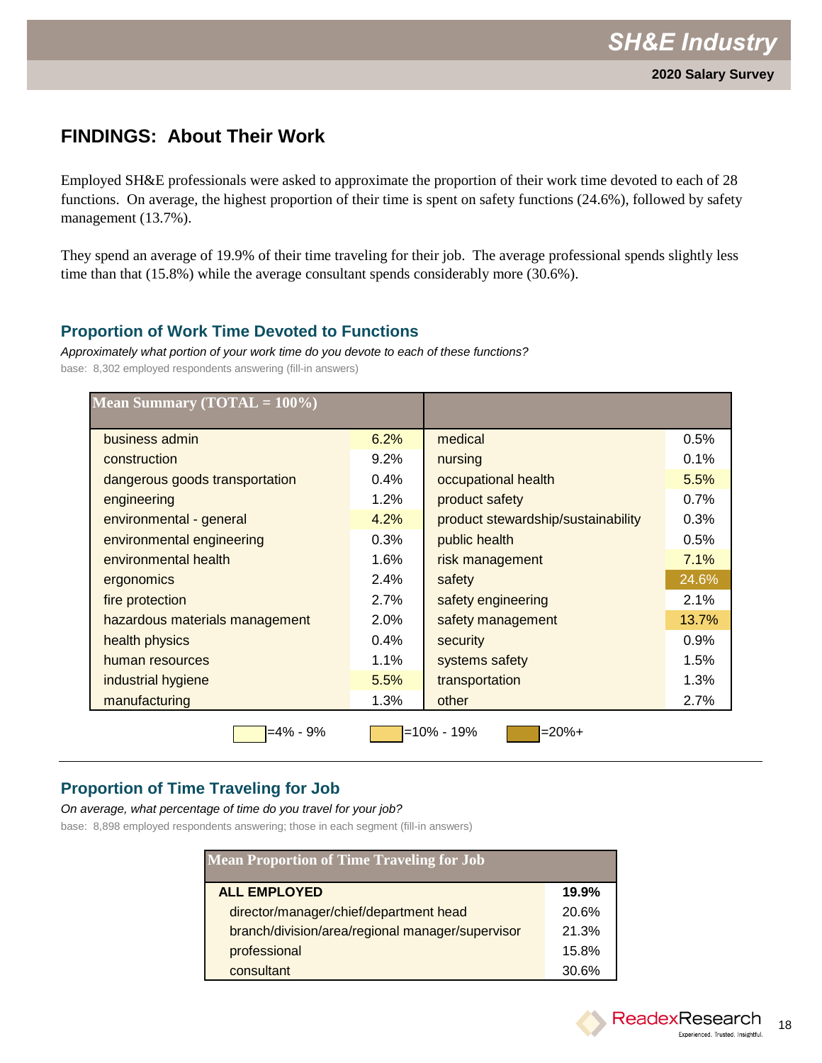## FINDINGS: About Their Work

Employed SH&E professionals were asked to approximate the proportion of their work time devoted to each of 28 functions. On average, the highest proportion of their time is spent on safety functions (24.6%), followed by safety management (13.7%).

They spend an average of 19.9% of their time traveling for their job. The average professional spends slightly less time than that (15.8%) while the average consultant spends considerably more (30.6%).

### Proportion of Work Time Devoted to Functions

*Approximately what portion of your work time do you devote to each of these functions?*

base: 8,302 employed respondents answering (fill-in answers)

| Mean Summary (TOTAL = 100%) | | | |
|---|---|---|---|
| business admin | 6.2% | medical | 0.5% |
| construction | 9.2% | nursing | 0.1% |
| dangerous goods transportation | 0.4% | occupational health | 5.5% |
| engineering | 1.2% | product safety | 0.7% |
| environmental - general | 4.2% | product stewardship/sustainability | 0.3% |
| environmental engineering | 0.3% | public health | 0.5% |
| environmental health | 1.6% | risk management | 7.1% |
| ergonomics | 2.4% | safety | 24.6% |
| fire protection | 2.7% | safety engineering | 2.1% |
| hazardous materials management | 2.0% | safety management | 13.7% |
| health physics | 0.4% | security | 0.9% |
| human resources | 1.1% | systems safety | 1.5% |
| industrial hygiene | 5.5% | transportation | 1.3% |
| manufacturing | 1.3% | other | 2.7% |

=4% - 9%  =10% - 19%  =20%+

### Proportion of Time Traveling for Job

*On average, what percentage of time do you travel for your job?*

base: 8,898 employed respondents answering; those in each segment (fill-in answers)

| Mean Proportion of Time Traveling for Job | |
|---|---|
| **ALL EMPLOYED** | **19.9%** |
| director/manager/chief/department head | 20.6% |
| branch/division/area/regional manager/supervisor | 21.3% |
| professional | 15.8% |
| consultant | 30.6% |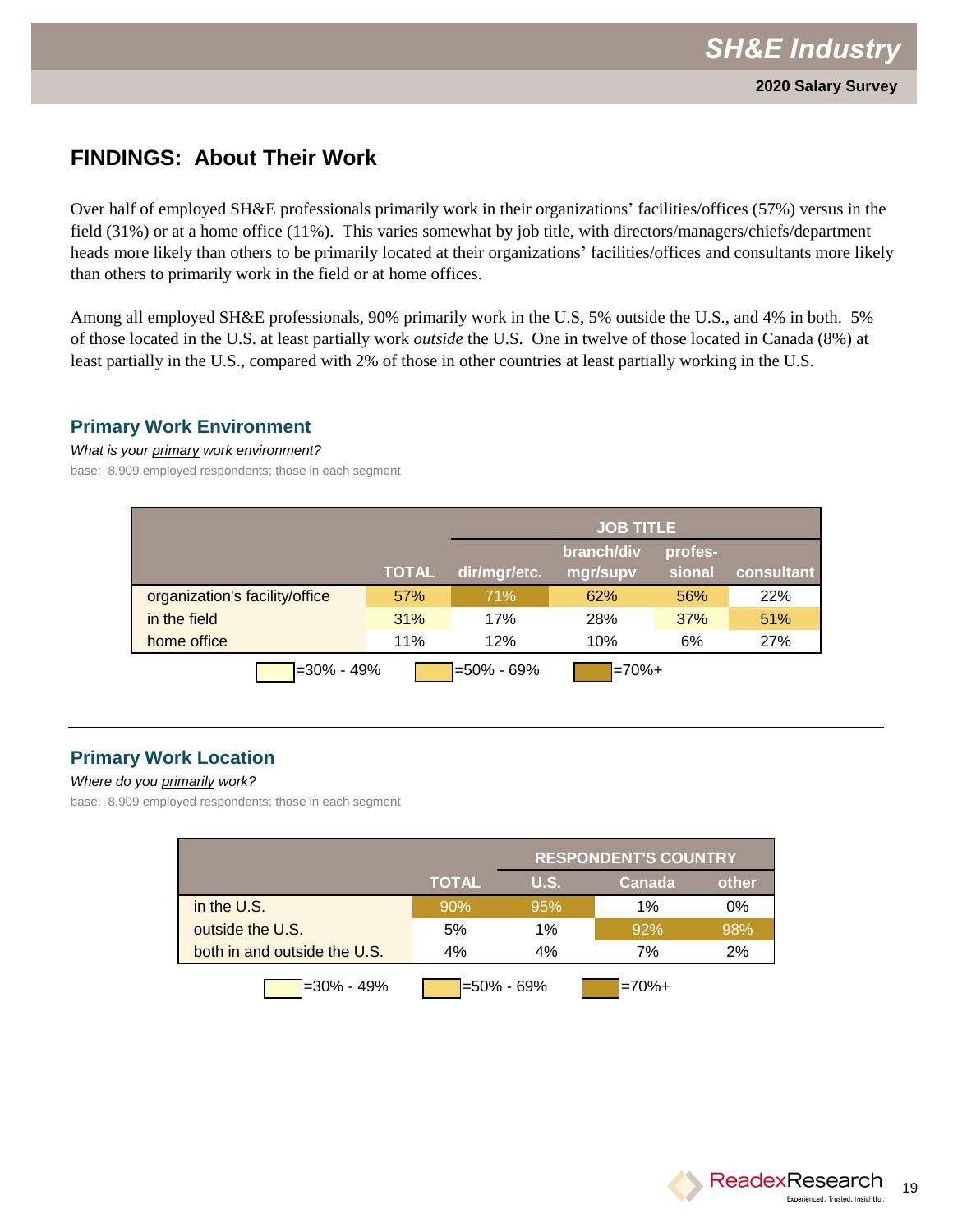## FINDINGS: About Their Work

Over half of employed SH&E professionals primarily work in their organizations' facilities/offices (57%) versus in the field (31%) or at a home office (11%). This varies somewhat by job title, with directors/managers/chiefs/department heads more likely than others to be primarily located at their organizations' facilities/offices and consultants more likely than others to primarily work in the field or at home offices.

Among all employed SH&E professionals, 90% primarily work in the U.S, 5% outside the U.S., and 4% in both. 5% of those located in the U.S. at least partially work *outside* the U.S. One in twelve of those located in Canada (8%) at least partially in the U.S., compared with 2% of those in other countries at least partially working in the U.S.

### Primary Work Environment

*What is your primary work environment?*

base: 8,909 employed respondents; those in each segment

| | | JOB TITLE | | | |
|---|---|---|---|---|---|
| | TOTAL | dir/mgr/etc. | branch/div mgr/supv | profes-sional | consultant |
| organization's facility/office | 57% | 71% | 62% | 56% | 22% |
| in the field | 31% | 17% | 28% | 37% | 51% |
| home office | 11% | 12% | 10% | 6% | 27% |

=30% - 49% =50% - 69% =70%+

### Primary Work Location

*Where do you primarily work?*

base: 8,909 employed respondents; those in each segment

| | | RESPONDENT'S COUNTRY | | |
|---|---|---|---|---|
| | TOTAL | U.S. | Canada | other |
| in the U.S. | 90% | 95% | 1% | 0% |
| outside the U.S. | 5% | 1% | 92% | 98% |
| both in and outside the U.S. | 4% | 4% | 7% | 2% |

=30% - 49% =50% - 69% =70%+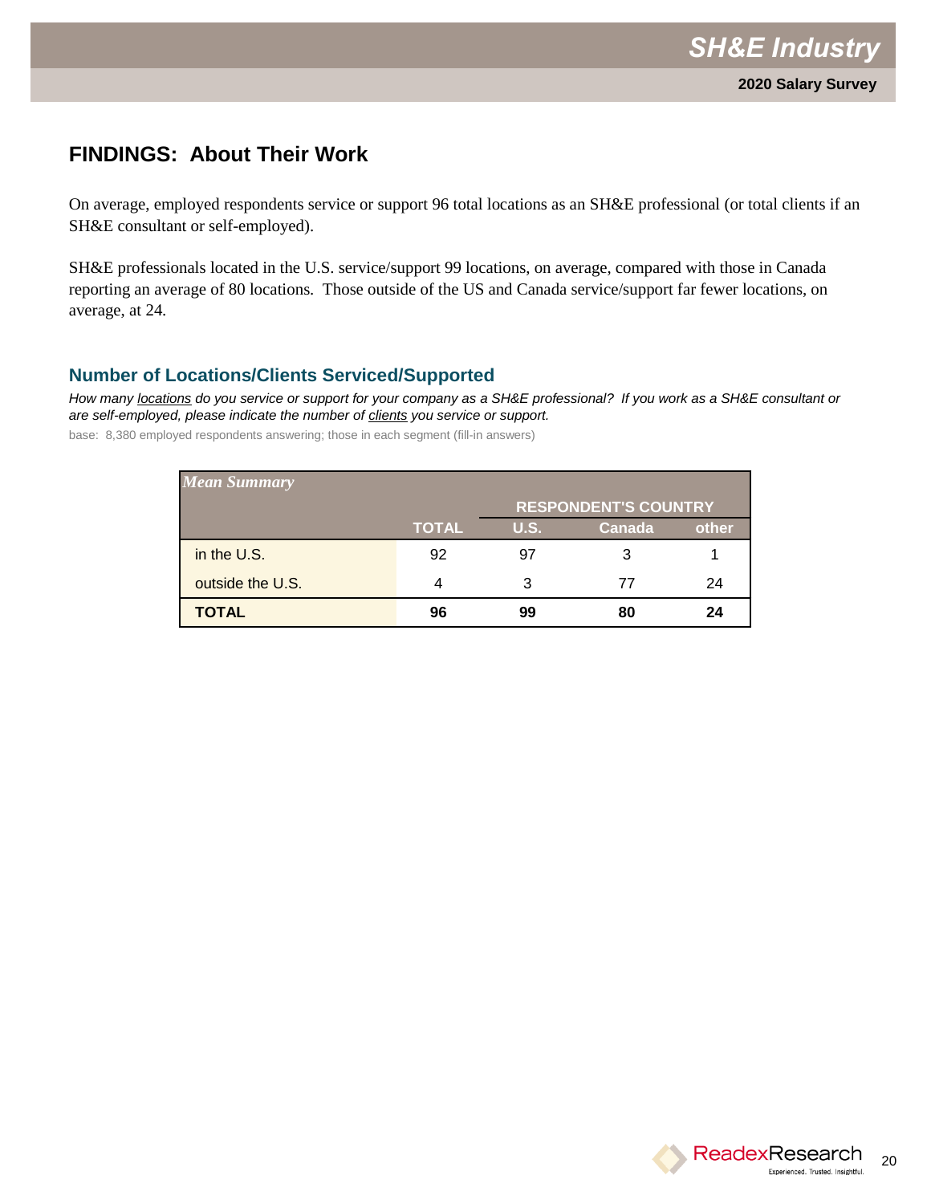## FINDINGS: About Their Work

On average, employed respondents service or support 96 total locations as an SH&E professional (or total clients if an SH&E consultant or self-employed).

SH&E professionals located in the U.S. service/support 99 locations, on average, compared with those in Canada reporting an average of 80 locations. Those outside of the US and Canada service/support far fewer locations, on average, at 24.

### Number of Locations/Clients Serviced/Supported

*How many locations do you service or support for your company as a SH&E professional? If you work as a SH&E consultant or are self-employed, please indicate the number of clients you service or support.*

base: 8,380 employed respondents answering; those in each segment (fill-in answers)

| *Mean Summary* | | RESPONDENT'S COUNTRY | | |
|---|---|---|---|---|
| | **TOTAL** | **U.S.** | **Canada** | **other** |
| in the U.S. | 92 | 97 | 3 | 1 |
| outside the U.S. | 4 | 3 | 77 | 24 |
| **TOTAL** | **96** | **99** | **80** | **24** |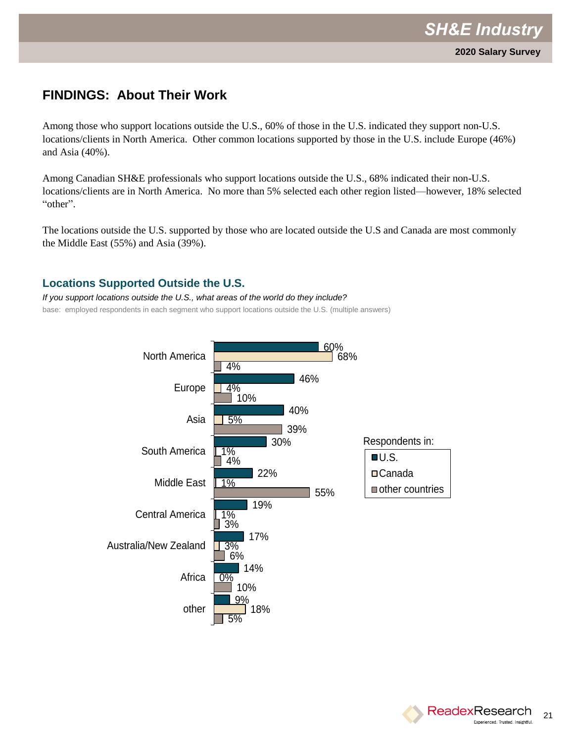## FINDINGS: About Their Work

Among those who support locations outside the U.S., 60% of those in the U.S. indicated they support non-U.S. locations/clients in North America. Other common locations supported by those in the U.S. include Europe (46%) and Asia (40%).

Among Canadian SH&E professionals who support locations outside the U.S., 68% indicated their non-U.S. locations/clients are in North America. No more than 5% selected each other region listed—however, 18% selected "other".

The locations outside the U.S. supported by those who are located outside the U.S and Canada are most commonly the Middle East (55%) and Asia (39%).

### Locations Supported Outside the U.S.

*If you support locations outside the U.S., what areas of the world do they include?*

base: employed respondents in each segment who support locations outside the U.S. (multiple answers)

| Region | U.S. | Canada | other countries |
|---|---|---|---|
| North America | 60% | 68% | 4% |
| Europe | 46% | 4% | 10% |
| Asia | 40% | 5% | 39% |
| South America | 30% | 1% | 4% |
| Middle East | 22% | 1% | 55% |
| Central America | 19% | 1% | 3% |
| Australia/New Zealand | 17% | 3% | 6% |
| Africa | 14% | 0% | 10% |
| other | 9% | 18% | 5% |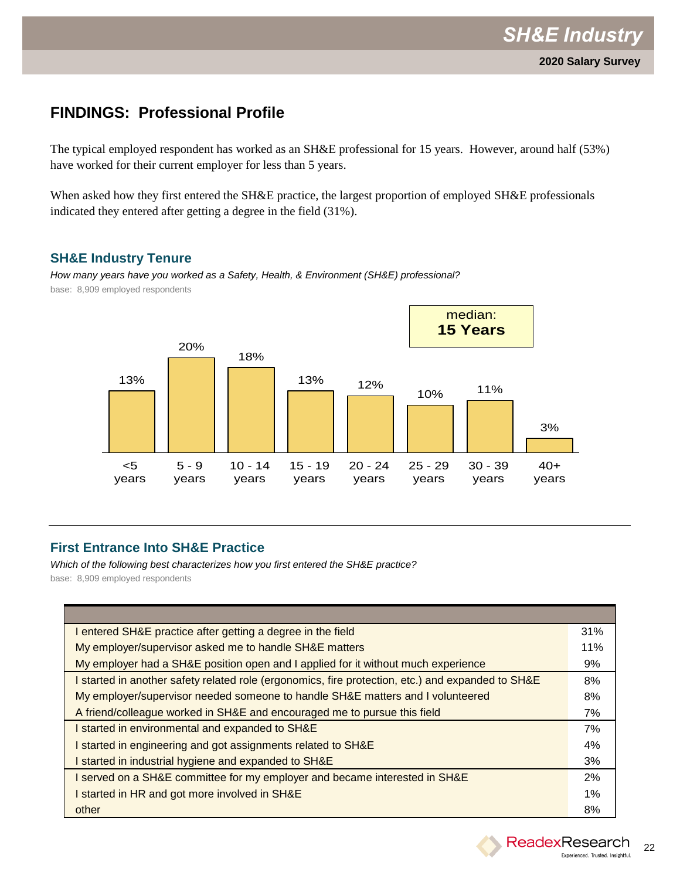## FINDINGS: Professional Profile

The typical employed respondent has worked as an SH&E professional for 15 years. However, around half (53%) have worked for their current employer for less than 5 years.

When asked how they first entered the SH&E practice, the largest proportion of employed SH&E professionals indicated they entered after getting a degree in the field (31%).

### SH&E Industry Tenure

*How many years have you worked as a Safety, Health, & Environment (SH&E) professional?*

base: 8,909 employed respondents

| <5 years | 5 - 9 years | 10 - 14 years | 15 - 19 years | 20 - 24 years | 25 - 29 years | 30 - 39 years | 40+ years |
|---|---|---|---|---|---|---|---|
| 13% | 20% | 18% | 13% | 12% | 10% | 11% | 3% |

median: **15 Years**

### First Entrance Into SH&E Practice

*Which of the following best characterizes how you first entered the SH&E practice?*

base: 8,909 employed respondents

| | |
|---|---|
| I entered SH&E practice after getting a degree in the field | 31% |
| My employer/supervisor asked me to handle SH&E matters | 11% |
| My employer had a SH&E position open and I applied for it without much experience | 9% |
| I started in another safety related role (ergonomics, fire protection, etc.) and expanded to SH&E | 8% |
| My employer/supervisor needed someone to handle SH&E matters and I volunteered | 8% |
| A friend/colleague worked in SH&E and encouraged me to pursue this field | 7% |
| I started in environmental and expanded to SH&E | 7% |
| I started in engineering and got assignments related to SH&E | 4% |
| I started in industrial hygiene and expanded to SH&E | 3% |
| I served on a SH&E committee for my employer and became interested in SH&E | 2% |
| I started in HR and got more involved in SH&E | 1% |
| other | 8% |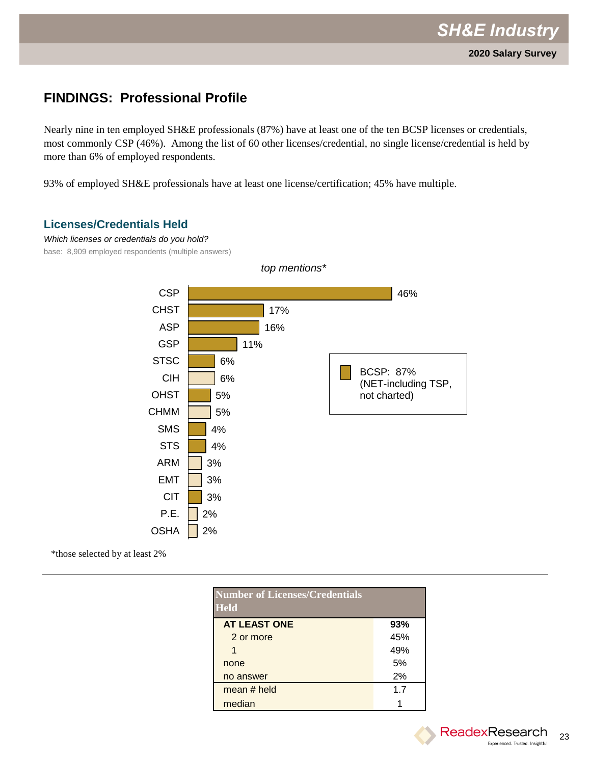## FINDINGS: Professional Profile

Nearly nine in ten employed SH&E professionals (87%) have at least one of the ten BCSP licenses or credentials, most commonly CSP (46%). Among the list of 60 other licenses/credential, no single license/credential is held by more than 6% of employed respondents.

93% of employed SH&E professionals have at least one license/certification; 45% have multiple.

### Licenses/Credentials Held

*Which licenses or credentials do you hold?*

base: 8,909 employed respondents (multiple answers)

*top mentions**

| License/Credential | % |
|---|---|
| CSP | 46% |
| CHST | 17% |
| ASP | 16% |
| GSP | 11% |
| STSC | 6% |
| CIH | 6% |
| OHST | 5% |
| CHMM | 5% |
| SMS | 4% |
| STS | 4% |
| ARM | 3% |
| EMT | 3% |
| CIT | 3% |
| P.E. | 2% |
| OSHA | 2% |

BCSP: 87% (NET-including TSP, not charted)

*those selected by at least 2%

| Number of Licenses/Credentials Held | |
|---|---|
| **AT LEAST ONE** | **93%** |
| 2 or more | 45% |
| 1 | 49% |
| none | 5% |
| no answer | 2% |
| mean # held | 1.7 |
| median | 1 |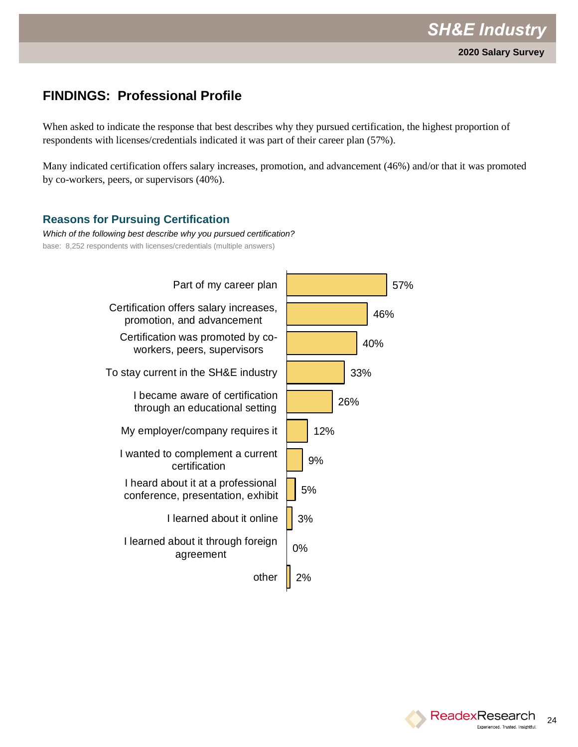## FINDINGS: Professional Profile

When asked to indicate the response that best describes why they pursued certification, the highest proportion of respondents with licenses/credentials indicated it was part of their career plan (57%).

Many indicated certification offers salary increases, promotion, and advancement (46%) and/or that it was promoted by co-workers, peers, or supervisors (40%).

### Reasons for Pursuing Certification

*Which of the following best describe why you pursued certification?*

base: 8,252 respondents with licenses/credentials (multiple answers)

| Reason | % |
|---|---|
| Part of my career plan | 57% |
| Certification offers salary increases, promotion, and advancement | 46% |
| Certification was promoted by co-workers, peers, supervisors | 40% |
| To stay current in the SH&E industry | 33% |
| I became aware of certification through an educational setting | 26% |
| My employer/company requires it | 12% |
| I wanted to complement a current certification | 9% |
| I heard about it at a professional conference, presentation, exhibit | 5% |
| I learned about it online | 3% |
| I learned about it through foreign agreement | 0% |
| other | 2% |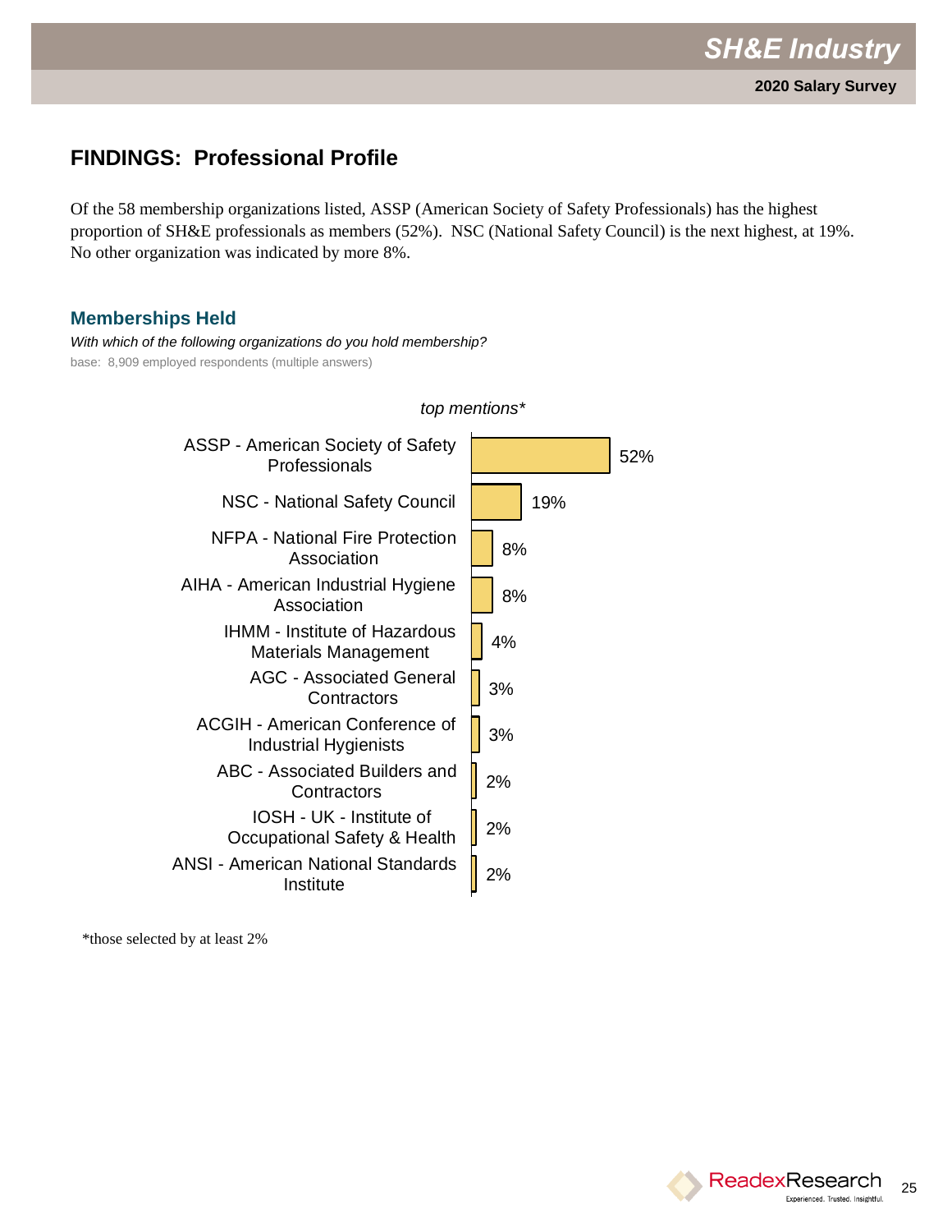## FINDINGS: Professional Profile

Of the 58 membership organizations listed, ASSP (American Society of Safety Professionals) has the highest proportion of SH&E professionals as members (52%). NSC (National Safety Council) is the next highest, at 19%. No other organization was indicated by more 8%.

### Memberships Held

*With which of the following organizations do you hold membership?*

base: 8,909 employed respondents (multiple answers)

*top mentions**

| Organization | % |
|---|---|
| ASSP - American Society of Safety Professionals | 52% |
| NSC - National Safety Council | 19% |
| NFPA - National Fire Protection Association | 8% |
| AIHA - American Industrial Hygiene Association | 8% |
| IHMM - Institute of Hazardous Materials Management | 4% |
| AGC - Associated General Contractors | 3% |
| ACGIH - American Conference of Industrial Hygienists | 3% |
| ABC - Associated Builders and Contractors | 2% |
| IOSH - UK - Institute of Occupational Safety & Health | 2% |
| ANSI - American National Standards Institute | 2% |

*those selected by at least 2%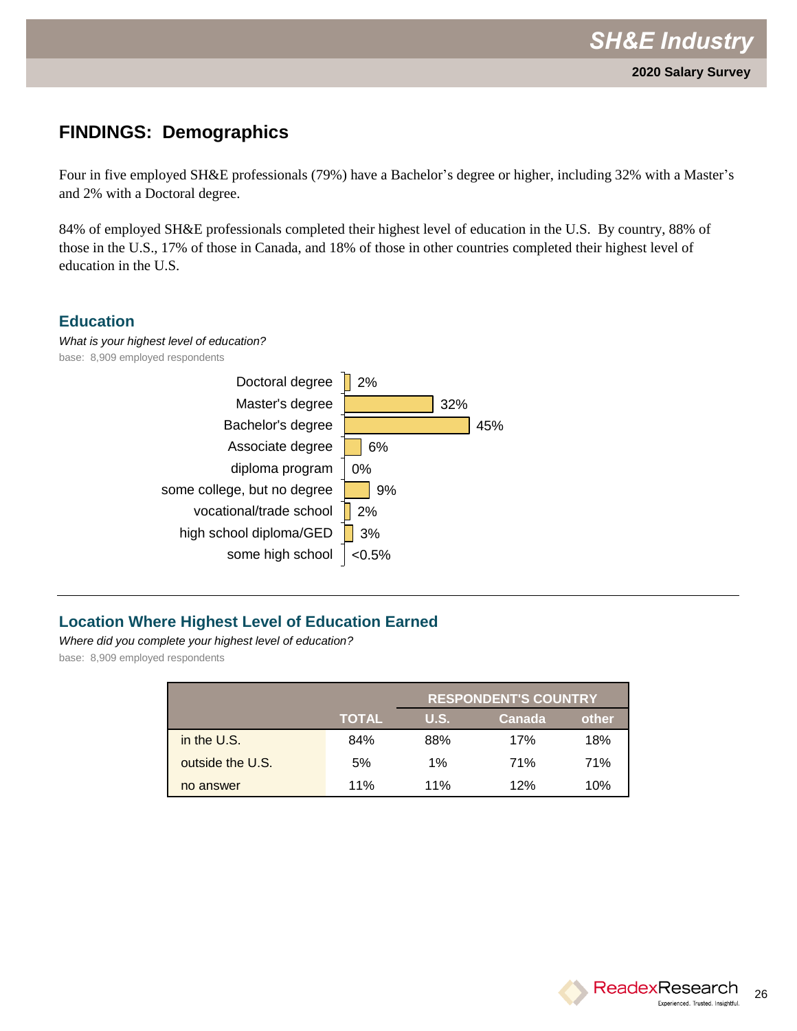## FINDINGS: Demographics

Four in five employed SH&E professionals (79%) have a Bachelor's degree or higher, including 32% with a Master's and 2% with a Doctoral degree.

84% of employed SH&E professionals completed their highest level of education in the U.S. By country, 88% of those in the U.S., 17% of those in Canada, and 18% of those in other countries completed their highest level of education in the U.S.

### Education

*What is your highest level of education?*

base: 8,909 employed respondents

| Education | % |
|---|---|
| Doctoral degree | 2% |
| Master's degree | 32% |
| Bachelor's degree | 45% |
| Associate degree | 6% |
| diploma program | 0% |
| some college, but no degree | 9% |
| vocational/trade school | 2% |
| high school diploma/GED | 3% |
| some high school | <0.5% |

### Location Where Highest Level of Education Earned

*Where did you complete your highest level of education?*

base: 8,909 employed respondents

| | | RESPONDENT'S COUNTRY | | |
|---|---|---|---|---|
| | TOTAL | U.S. | Canada | other |
| in the U.S. | 84% | 88% | 17% | 18% |
| outside the U.S. | 5% | 1% | 71% | 71% |
| no answer | 11% | 11% | 12% | 10% |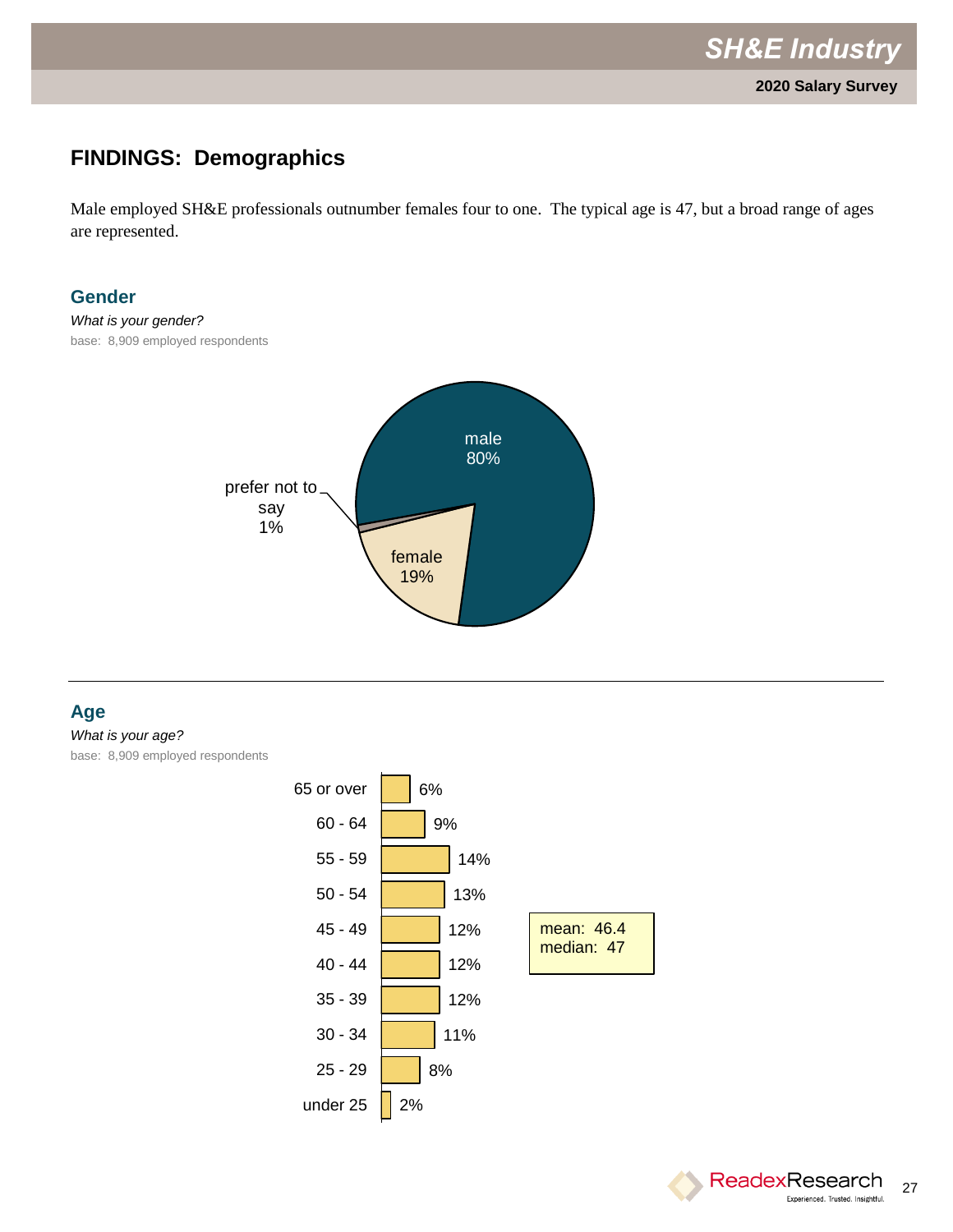## FINDINGS: Demographics

Male employed SH&E professionals outnumber females four to one. The typical age is 47, but a broad range of ages are represented.

### Gender

*What is your gender?*

base: 8,909 employed respondents

| Gender | Percent |
|---|---|
| male | 80% |
| female | 19% |
| prefer not to say | 1% |

### Age

*What is your age?*

base: 8,909 employed respondents

| Age | Percent |
|---|---|
| 65 or over | 6% |
| 60 - 64 | 9% |
| 55 - 59 | 14% |
| 50 - 54 | 13% |
| 45 - 49 | 12% |
| 40 - 44 | 12% |
| 35 - 39 | 12% |
| 30 - 34 | 11% |
| 25 - 29 | 8% |
| under 25 | 2% |

mean: 46.4
median: 47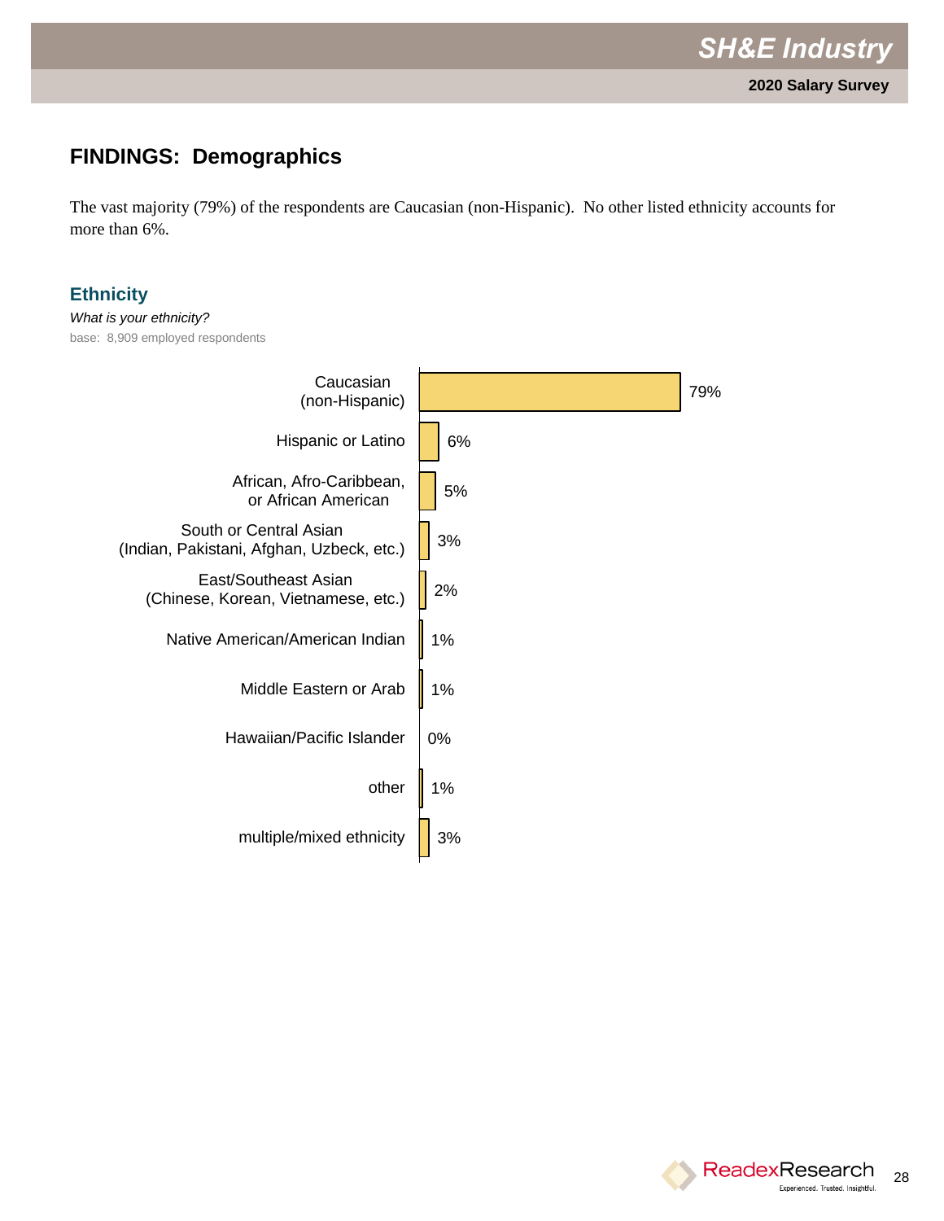## FINDINGS: Demographics

The vast majority (79%) of the respondents are Caucasian (non-Hispanic). No other listed ethnicity accounts for more than 6%.

### Ethnicity

*What is your ethnicity?*

base: 8,909 employed respondents

Caucasian (non-Hispanic) 79%
Hispanic or Latino 6%
African, Afro-Caribbean, or African American 5%
South or Central Asian (Indian, Pakistani, Afghan, Uzbeck, etc.) 3%
East/Southeast Asian (Chinese, Korean, Vietnamese, etc.) 2%
Native American/American Indian 1%
Middle Eastern or Arab 1%
Hawaiian/Pacific Islander 0%
other 1%
multiple/mixed ethnicity 3%